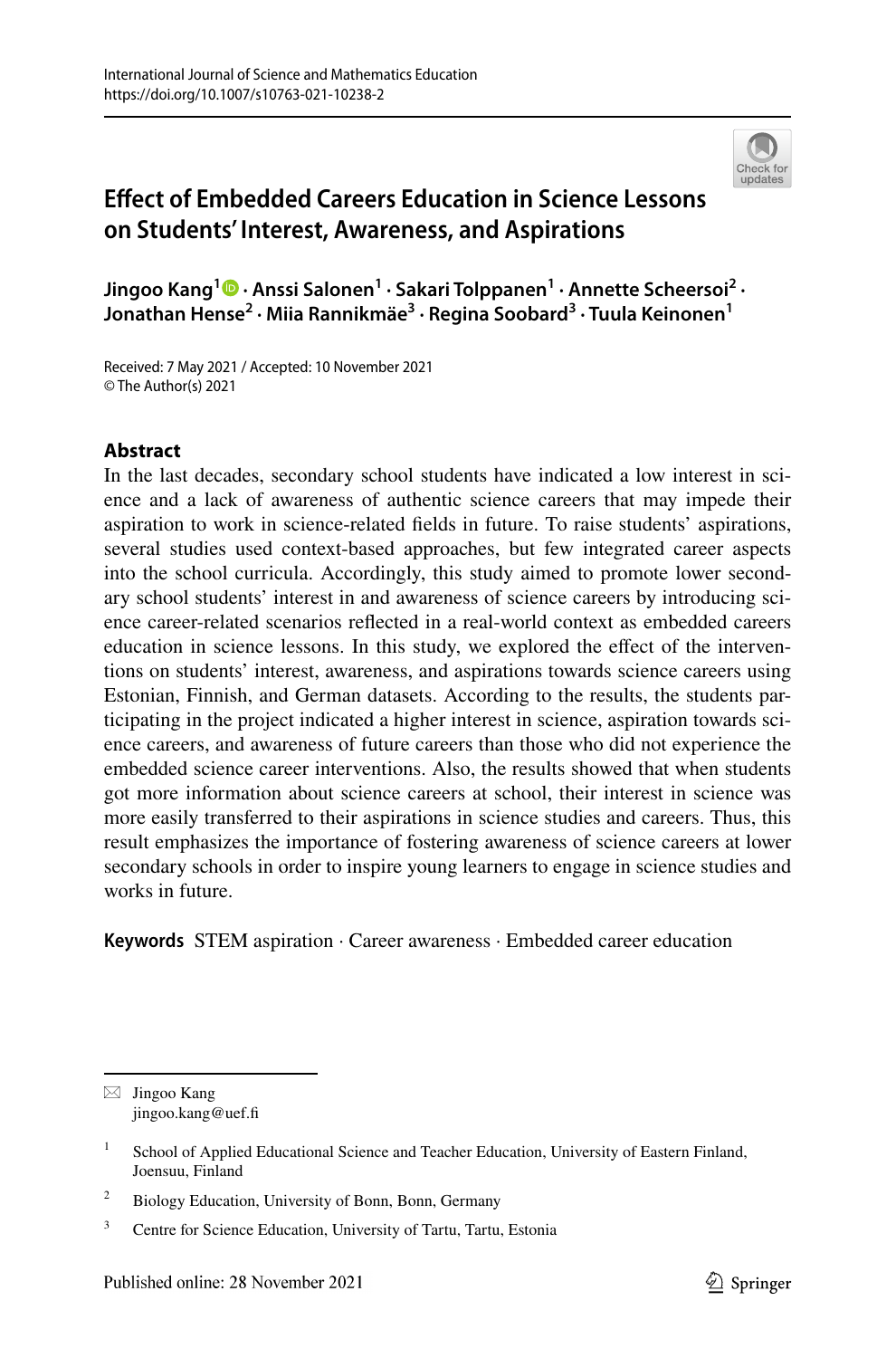International Journal of Science and Mathematics Education
https://doi.org/10.1007/s10763-021-10238-2

# Effect of Embedded Careers Education in Science Lessons on Students' Interest, Awareness, and Aspirations

**Jingoo Kang**[1] · **Anssi Salonen**[1] · **Sakari Tolppanen**[1] · **Annette Scheersoi**[2] · **Jonathan Hense**[2] · **Miia Rannikmäe**[3] · **Regina Soobard**[3] · **Tuula Keinonen**[1]

Received: 7 May 2021 / Accepted: 10 November 2021
© The Author(s) 2021

## Abstract

In the last decades, secondary school students have indicated a low interest in science and a lack of awareness of authentic science careers that may impede their aspiration to work in science-related fields in future. To raise students' aspirations, several studies used context-based approaches, but few integrated career aspects into the school curricula. Accordingly, this study aimed to promote lower secondary school students' interest in and awareness of science careers by introducing science career-related scenarios reflected in a real-world context as embedded careers education in science lessons. In this study, we explored the effect of the interventions on students' interest, awareness, and aspirations towards science careers using Estonian, Finnish, and German datasets. According to the results, the students participating in the project indicated a higher interest in science, aspiration towards science careers, and awareness of future careers than those who did not experience the embedded science career interventions. Also, the results showed that when students got more information about science careers at school, their interest in science was more easily transferred to their aspirations in science studies and careers. Thus, this result emphasizes the importance of fostering awareness of science careers at lower secondary schools in order to inspire young learners to engage in science studies and works in future.

**Keywords** STEM aspiration · Career awareness · Embedded career education

---

✉ Jingoo Kang
jingoo.kang@uef.fi

[1] School of Applied Educational Science and Teacher Education, University of Eastern Finland, Joensuu, Finland

[2] Biology Education, University of Bonn, Bonn, Germany

[3] Centre for Science Education, University of Tartu, Tartu, Estonia

Published online: 28 November 2021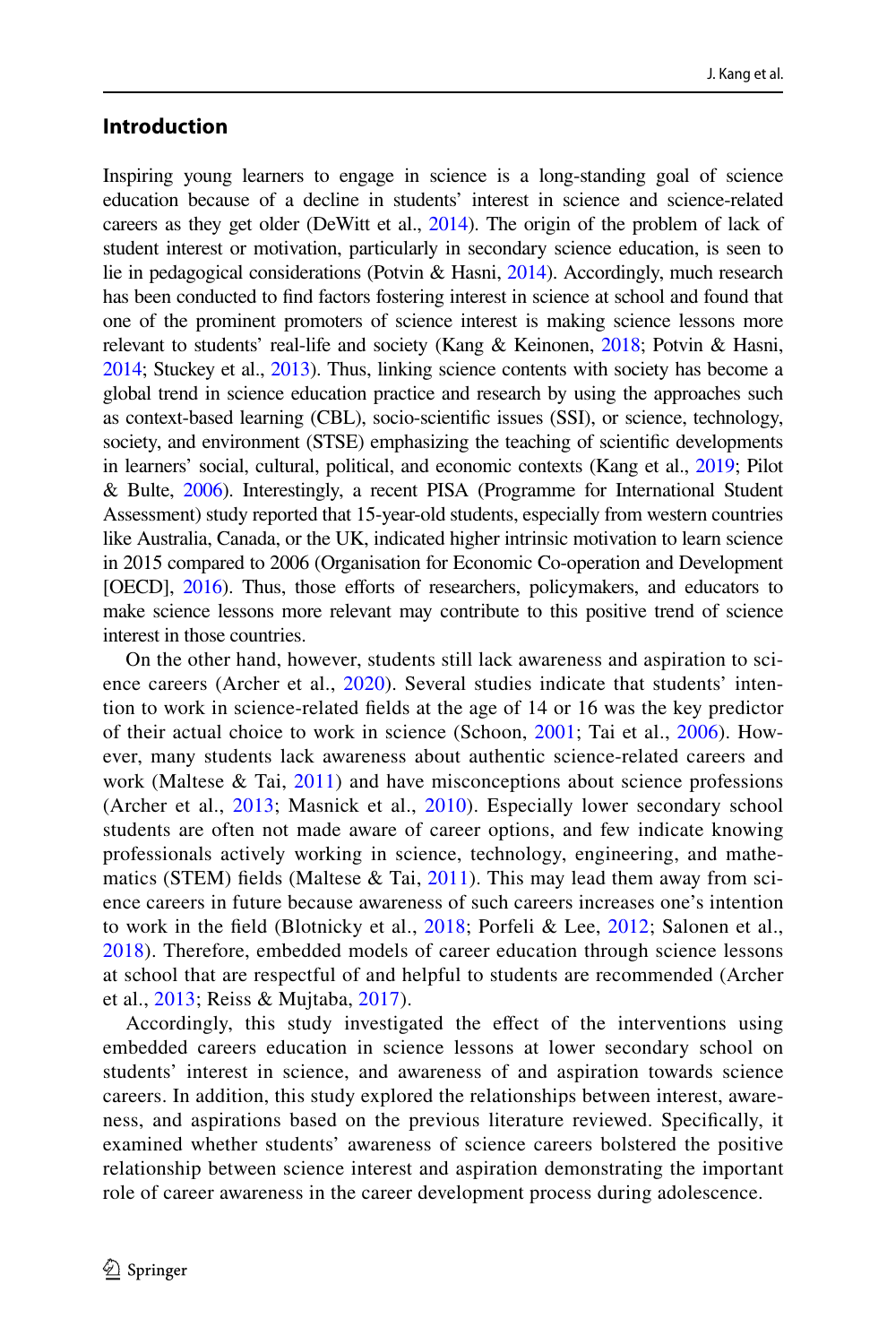## Introduction

Inspiring young learners to engage in science is a long-standing goal of science education because of a decline in students' interest in science and science-related careers as they get older (DeWitt et al., 2014). The origin of the problem of lack of student interest or motivation, particularly in secondary science education, is seen to lie in pedagogical considerations (Potvin & Hasni, 2014). Accordingly, much research has been conducted to find factors fostering interest in science at school and found that one of the prominent promoters of science interest is making science lessons more relevant to students' real-life and society (Kang & Keinonen, 2018; Potvin & Hasni, 2014; Stuckey et al., 2013). Thus, linking science contents with society has become a global trend in science education practice and research by using the approaches such as context-based learning (CBL), socio-scientific issues (SSI), or science, technology, society, and environment (STSE) emphasizing the teaching of scientific developments in learners' social, cultural, political, and economic contexts (Kang et al., 2019; Pilot & Bulte, 2006). Interestingly, a recent PISA (Programme for International Student Assessment) study reported that 15-year-old students, especially from western countries like Australia, Canada, or the UK, indicated higher intrinsic motivation to learn science in 2015 compared to 2006 (Organisation for Economic Co-operation and Development [OECD], 2016). Thus, those efforts of researchers, policymakers, and educators to make science lessons more relevant may contribute to this positive trend of science interest in those countries.

On the other hand, however, students still lack awareness and aspiration to science careers (Archer et al., 2020). Several studies indicate that students' intention to work in science-related fields at the age of 14 or 16 was the key predictor of their actual choice to work in science (Schoon, 2001; Tai et al., 2006). However, many students lack awareness about authentic science-related careers and work (Maltese & Tai, 2011) and have misconceptions about science professions (Archer et al., 2013; Masnick et al., 2010). Especially lower secondary school students are often not made aware of career options, and few indicate knowing professionals actively working in science, technology, engineering, and mathematics (STEM) fields (Maltese & Tai, 2011). This may lead them away from science careers in future because awareness of such careers increases one's intention to work in the field (Blotnicky et al., 2018; Porfeli & Lee, 2012; Salonen et al., 2018). Therefore, embedded models of career education through science lessons at school that are respectful of and helpful to students are recommended (Archer et al., 2013; Reiss & Mujtaba, 2017).

Accordingly, this study investigated the effect of the interventions using embedded careers education in science lessons at lower secondary school on students' interest in science, and awareness of and aspiration towards science careers. In addition, this study explored the relationships between interest, awareness, and aspirations based on the previous literature reviewed. Specifically, it examined whether students' awareness of science careers bolstered the positive relationship between science interest and aspiration demonstrating the important role of career awareness in the career development process during adolescence.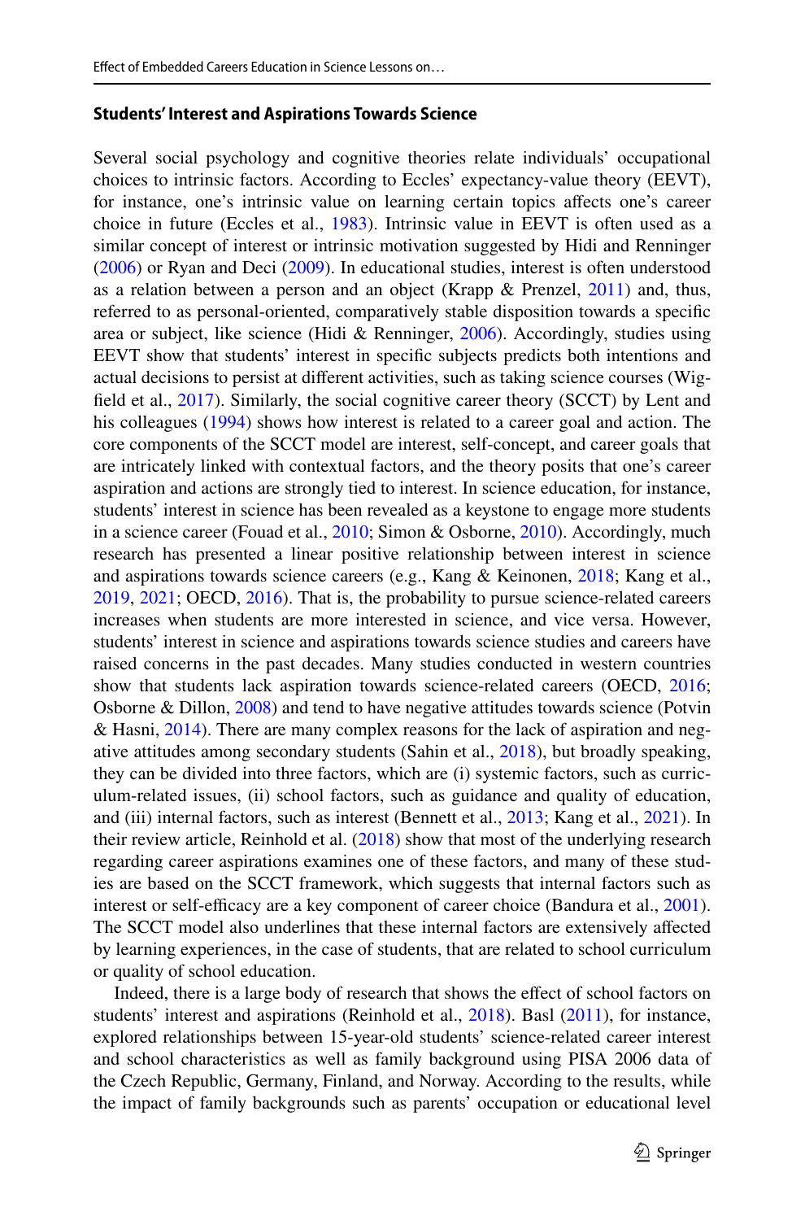### Students' Interest and Aspirations Towards Science

Several social psychology and cognitive theories relate individuals' occupational choices to intrinsic factors. According to Eccles' expectancy-value theory (EEVT), for instance, one's intrinsic value on learning certain topics affects one's career choice in future (Eccles et al., 1983). Intrinsic value in EEVT is often used as a similar concept of interest or intrinsic motivation suggested by Hidi and Renninger (2006) or Ryan and Deci (2009). In educational studies, interest is often understood as a relation between a person and an object (Krapp & Prenzel, 2011) and, thus, referred to as personal-oriented, comparatively stable disposition towards a specific area or subject, like science (Hidi & Renninger, 2006). Accordingly, studies using EEVT show that students' interest in specific subjects predicts both intentions and actual decisions to persist at different activities, such as taking science courses (Wigfield et al., 2017). Similarly, the social cognitive career theory (SCCT) by Lent and his colleagues (1994) shows how interest is related to a career goal and action. The core components of the SCCT model are interest, self-concept, and career goals that are intricately linked with contextual factors, and the theory posits that one's career aspiration and actions are strongly tied to interest. In science education, for instance, students' interest in science has been revealed as a keystone to engage more students in a science career (Fouad et al., 2010; Simon & Osborne, 2010). Accordingly, much research has presented a linear positive relationship between interest in science and aspirations towards science careers (e.g., Kang & Keinonen, 2018; Kang et al., 2019, 2021; OECD, 2016). That is, the probability to pursue science-related careers increases when students are more interested in science, and vice versa. However, students' interest in science and aspirations towards science studies and careers have raised concerns in the past decades. Many studies conducted in western countries show that students lack aspiration towards science-related careers (OECD, 2016; Osborne & Dillon, 2008) and tend to have negative attitudes towards science (Potvin & Hasni, 2014). There are many complex reasons for the lack of aspiration and negative attitudes among secondary students (Sahin et al., 2018), but broadly speaking, they can be divided into three factors, which are (i) systemic factors, such as curriculum-related issues, (ii) school factors, such as guidance and quality of education, and (iii) internal factors, such as interest (Bennett et al., 2013; Kang et al., 2021). In their review article, Reinhold et al. (2018) show that most of the underlying research regarding career aspirations examines one of these factors, and many of these studies are based on the SCCT framework, which suggests that internal factors such as interest or self-efficacy are a key component of career choice (Bandura et al., 2001). The SCCT model also underlines that these internal factors are extensively affected by learning experiences, in the case of students, that are related to school curriculum or quality of school education.

Indeed, there is a large body of research that shows the effect of school factors on students' interest and aspirations (Reinhold et al., 2018). Basl (2011), for instance, explored relationships between 15-year-old students' science-related career interest and school characteristics as well as family background using PISA 2006 data of the Czech Republic, Germany, Finland, and Norway. According to the results, while the impact of family backgrounds such as parents' occupation or educational level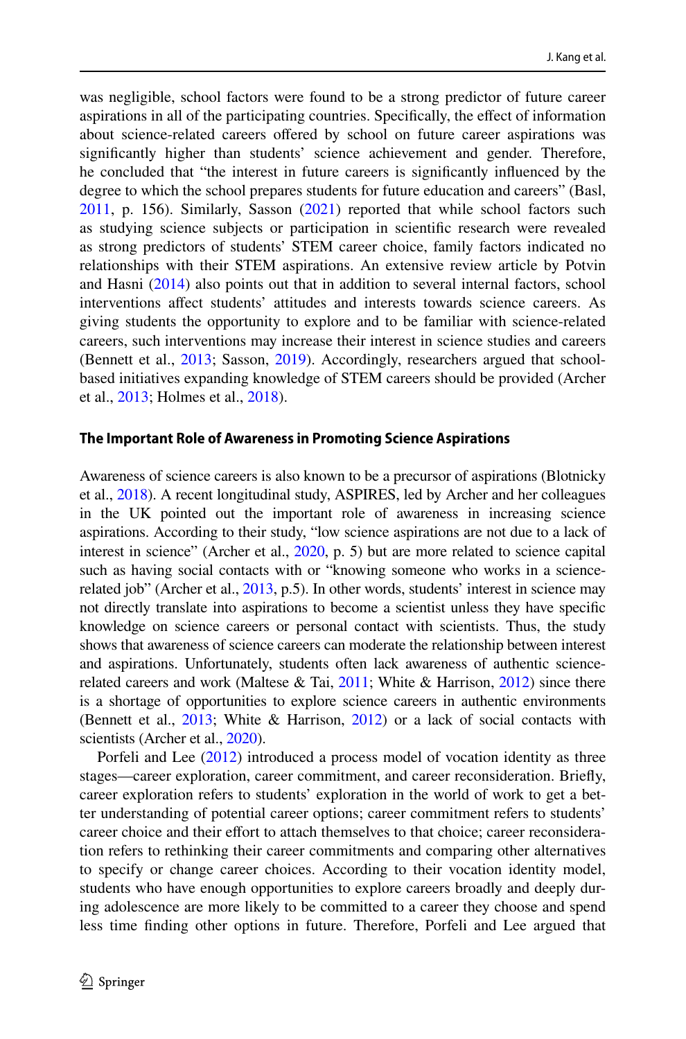was negligible, school factors were found to be a strong predictor of future career aspirations in all of the participating countries. Specifically, the effect of information about science-related careers offered by school on future career aspirations was significantly higher than students' science achievement and gender. Therefore, he concluded that "the interest in future careers is significantly influenced by the degree to which the school prepares students for future education and careers" (Basl, 2011, p. 156). Similarly, Sasson (2021) reported that while school factors such as studying science subjects or participation in scientific research were revealed as strong predictors of students' STEM career choice, family factors indicated no relationships with their STEM aspirations. An extensive review article by Potvin and Hasni (2014) also points out that in addition to several internal factors, school interventions affect students' attitudes and interests towards science careers. As giving students the opportunity to explore and to be familiar with science-related careers, such interventions may increase their interest in science studies and careers (Bennett et al., 2013; Sasson, 2019). Accordingly, researchers argued that school-based initiatives expanding knowledge of STEM careers should be provided (Archer et al., 2013; Holmes et al., 2018).

### The Important Role of Awareness in Promoting Science Aspirations

Awareness of science careers is also known to be a precursor of aspirations (Blotnicky et al., 2018). A recent longitudinal study, ASPIRES, led by Archer and her colleagues in the UK pointed out the important role of awareness in increasing science aspirations. According to their study, "low science aspirations are not due to a lack of interest in science" (Archer et al., 2020, p. 5) but are more related to science capital such as having social contacts with or "knowing someone who works in a science-related job" (Archer et al., 2013, p.5). In other words, students' interest in science may not directly translate into aspirations to become a scientist unless they have specific knowledge on science careers or personal contact with scientists. Thus, the study shows that awareness of science careers can moderate the relationship between interest and aspirations. Unfortunately, students often lack awareness of authentic science-related careers and work (Maltese & Tai, 2011; White & Harrison, 2012) since there is a shortage of opportunities to explore science careers in authentic environments (Bennett et al., 2013; White & Harrison, 2012) or a lack of social contacts with scientists (Archer et al., 2020).

Porfeli and Lee (2012) introduced a process model of vocation identity as three stages—career exploration, career commitment, and career reconsideration. Briefly, career exploration refers to students' exploration in the world of work to get a better understanding of potential career options; career commitment refers to students' career choice and their effort to attach themselves to that choice; career reconsideration refers to rethinking their career commitments and comparing other alternatives to specify or change career choices. According to their vocation identity model, students who have enough opportunities to explore careers broadly and deeply during adolescence are more likely to be committed to a career they choose and spend less time finding other options in future. Therefore, Porfeli and Lee argued that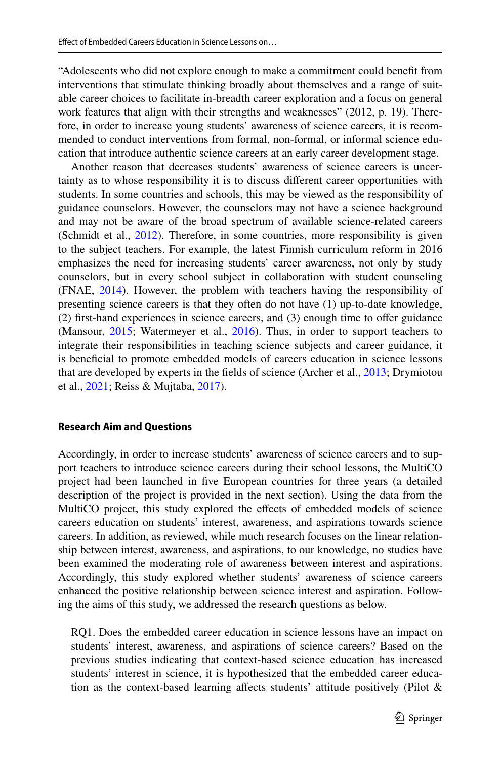"Adolescents who did not explore enough to make a commitment could benefit from interventions that stimulate thinking broadly about themselves and a range of suitable career choices to facilitate in-breadth career exploration and a focus on general work features that align with their strengths and weaknesses" (2012, p. 19). Therefore, in order to increase young students' awareness of science careers, it is recommended to conduct interventions from formal, non-formal, or informal science education that introduce authentic science careers at an early career development stage.

Another reason that decreases students' awareness of science careers is uncertainty as to whose responsibility it is to discuss different career opportunities with students. In some countries and schools, this may be viewed as the responsibility of guidance counselors. However, the counselors may not have a science background and may not be aware of the broad spectrum of available science-related careers (Schmidt et al., 2012). Therefore, in some countries, more responsibility is given to the subject teachers. For example, the latest Finnish curriculum reform in 2016 emphasizes the need for increasing students' career awareness, not only by study counselors, but in every school subject in collaboration with student counseling (FNAE, 2014). However, the problem with teachers having the responsibility of presenting science careers is that they often do not have (1) up-to-date knowledge, (2) first-hand experiences in science careers, and (3) enough time to offer guidance (Mansour, 2015; Watermeyer et al., 2016). Thus, in order to support teachers to integrate their responsibilities in teaching science subjects and career guidance, it is beneficial to promote embedded models of careers education in science lessons that are developed by experts in the fields of science (Archer et al., 2013; Drymiotou et al., 2021; Reiss & Mujtaba, 2017).

#### Research Aim and Questions

Accordingly, in order to increase students' awareness of science careers and to support teachers to introduce science careers during their school lessons, the MultiCO project had been launched in five European countries for three years (a detailed description of the project is provided in the next section). Using the data from the MultiCO project, this study explored the effects of embedded models of science careers education on students' interest, awareness, and aspirations towards science careers. In addition, as reviewed, while much research focuses on the linear relationship between interest, awareness, and aspirations, to our knowledge, no studies have been examined the moderating role of awareness between interest and aspirations. Accordingly, this study explored whether students' awareness of science careers enhanced the positive relationship between science interest and aspiration. Following the aims of this study, we addressed the research questions as below.

RQ1. Does the embedded career education in science lessons have an impact on students' interest, awareness, and aspirations of science careers? Based on the previous studies indicating that context-based science education has increased students' interest in science, it is hypothesized that the embedded career education as the context-based learning affects students' attitude positively (Pilot &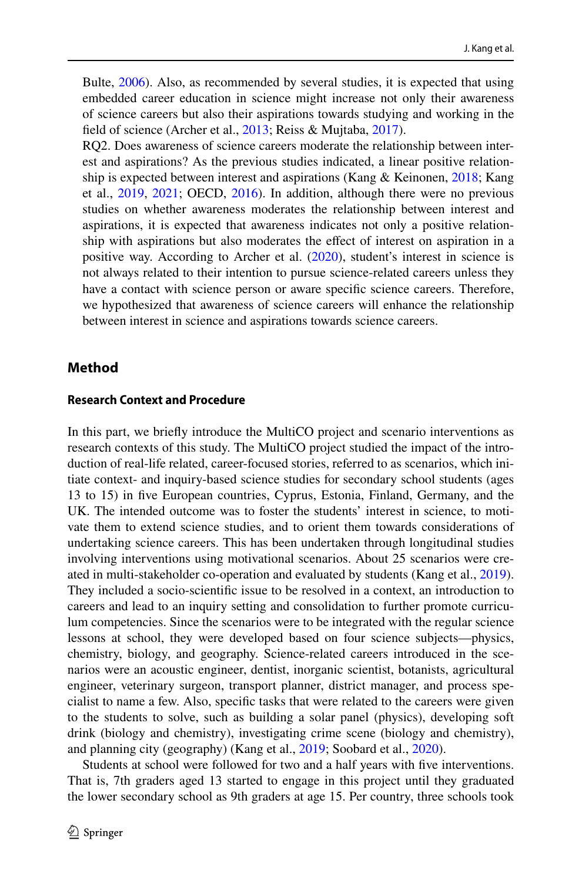Bulte, 2006). Also, as recommended by several studies, it is expected that using embedded career education in science might increase not only their awareness of science careers but also their aspirations towards studying and working in the field of science (Archer et al., 2013; Reiss & Mujtaba, 2017).

RQ2. Does awareness of science careers moderate the relationship between interest and aspirations? As the previous studies indicated, a linear positive relationship is expected between interest and aspirations (Kang & Keinonen, 2018; Kang et al., 2019, 2021; OECD, 2016). In addition, although there were no previous studies on whether awareness moderates the relationship between interest and aspirations, it is expected that awareness indicates not only a positive relationship with aspirations but also moderates the effect of interest on aspiration in a positive way. According to Archer et al. (2020), student's interest in science is not always related to their intention to pursue science-related careers unless they have a contact with science person or aware specific science careers. Therefore, we hypothesized that awareness of science careers will enhance the relationship between interest in science and aspirations towards science careers.

## Method

### Research Context and Procedure

In this part, we briefly introduce the MultiCO project and scenario interventions as research contexts of this study. The MultiCO project studied the impact of the introduction of real-life related, career-focused stories, referred to as scenarios, which initiate context- and inquiry-based science studies for secondary school students (ages 13 to 15) in five European countries, Cyprus, Estonia, Finland, Germany, and the UK. The intended outcome was to foster the students' interest in science, to motivate them to extend science studies, and to orient them towards considerations of undertaking science careers. This has been undertaken through longitudinal studies involving interventions using motivational scenarios. About 25 scenarios were created in multi-stakeholder co-operation and evaluated by students (Kang et al., 2019). They included a socio-scientific issue to be resolved in a context, an introduction to careers and lead to an inquiry setting and consolidation to further promote curriculum competencies. Since the scenarios were to be integrated with the regular science lessons at school, they were developed based on four science subjects—physics, chemistry, biology, and geography. Science-related careers introduced in the scenarios were an acoustic engineer, dentist, inorganic scientist, botanists, agricultural engineer, veterinary surgeon, transport planner, district manager, and process specialist to name a few. Also, specific tasks that were related to the careers were given to the students to solve, such as building a solar panel (physics), developing soft drink (biology and chemistry), investigating crime scene (biology and chemistry), and planning city (geography) (Kang et al., 2019; Soobard et al., 2020).

Students at school were followed for two and a half years with five interventions. That is, 7th graders aged 13 started to engage in this project until they graduated the lower secondary school as 9th graders at age 15. Per country, three schools took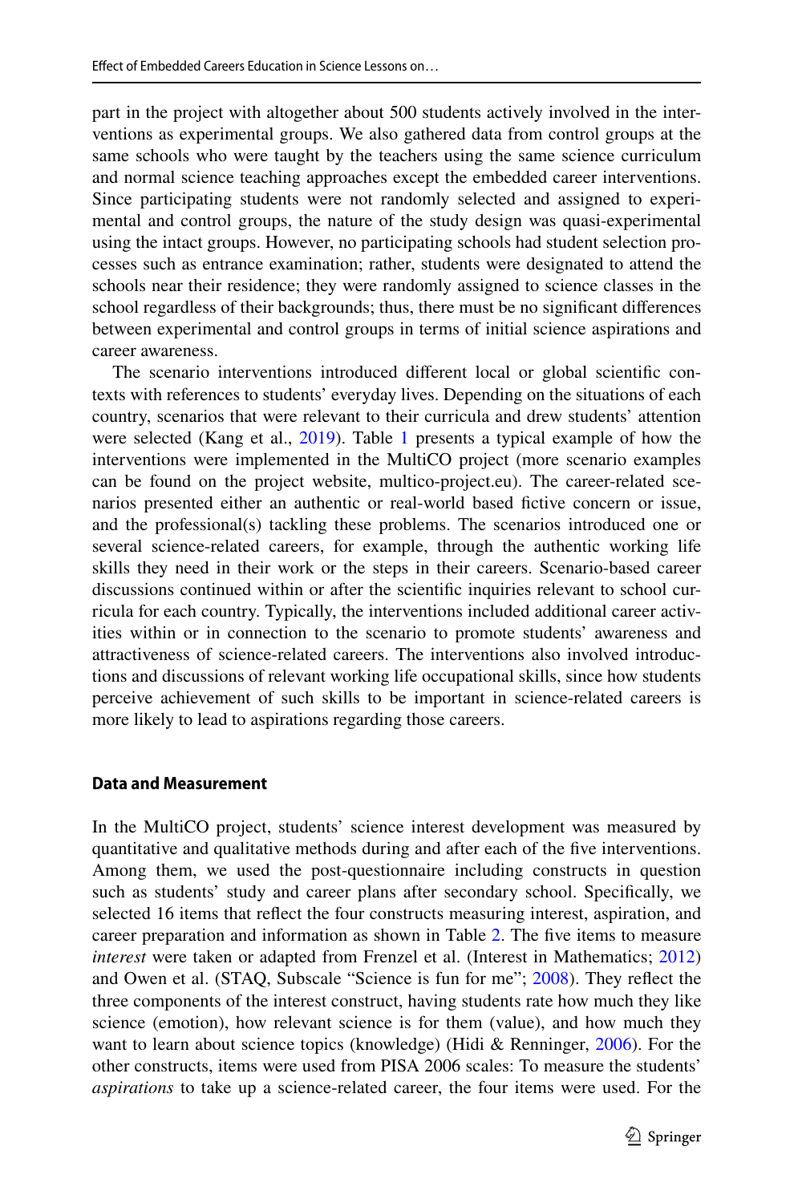part in the project with altogether about 500 students actively involved in the interventions as experimental groups. We also gathered data from control groups at the same schools who were taught by the teachers using the same science curriculum and normal science teaching approaches except the embedded career interventions. Since participating students were not randomly selected and assigned to experimental and control groups, the nature of the study design was quasi-experimental using the intact groups. However, no participating schools had student selection processes such as entrance examination; rather, students were designated to attend the schools near their residence; they were randomly assigned to science classes in the school regardless of their backgrounds; thus, there must be no significant differences between experimental and control groups in terms of initial science aspirations and career awareness.

The scenario interventions introduced different local or global scientific contexts with references to students' everyday lives. Depending on the situations of each country, scenarios that were relevant to their curricula and drew students' attention were selected (Kang et al., 2019). Table 1 presents a typical example of how the interventions were implemented in the MultiCO project (more scenario examples can be found on the project website, multico-project.eu). The career-related scenarios presented either an authentic or real-world based fictive concern or issue, and the professional(s) tackling these problems. The scenarios introduced one or several science-related careers, for example, through the authentic working life skills they need in their work or the steps in their careers. Scenario-based career discussions continued within or after the scientific inquiries relevant to school curricula for each country. Typically, the interventions included additional career activities within or in connection to the scenario to promote students' awareness and attractiveness of science-related careers. The interventions also involved introductions and discussions of relevant working life occupational skills, since how students perceive achievement of such skills to be important in science-related careers is more likely to lead to aspirations regarding those careers.

### Data and Measurement

In the MultiCO project, students' science interest development was measured by quantitative and qualitative methods during and after each of the five interventions. Among them, we used the post-questionnaire including constructs in question such as students' study and career plans after secondary school. Specifically, we selected 16 items that reflect the four constructs measuring interest, aspiration, and career preparation and information as shown in Table 2. The five items to measure *interest* were taken or adapted from Frenzel et al. (Interest in Mathematics; 2012) and Owen et al. (STAQ, Subscale "Science is fun for me"; 2008). They reflect the three components of the interest construct, having students rate how much they like science (emotion), how relevant science is for them (value), and how much they want to learn about science topics (knowledge) (Hidi & Renninger, 2006). For the other constructs, items were used from PISA 2006 scales: To measure the students' *aspirations* to take up a science-related career, the four items were used. For the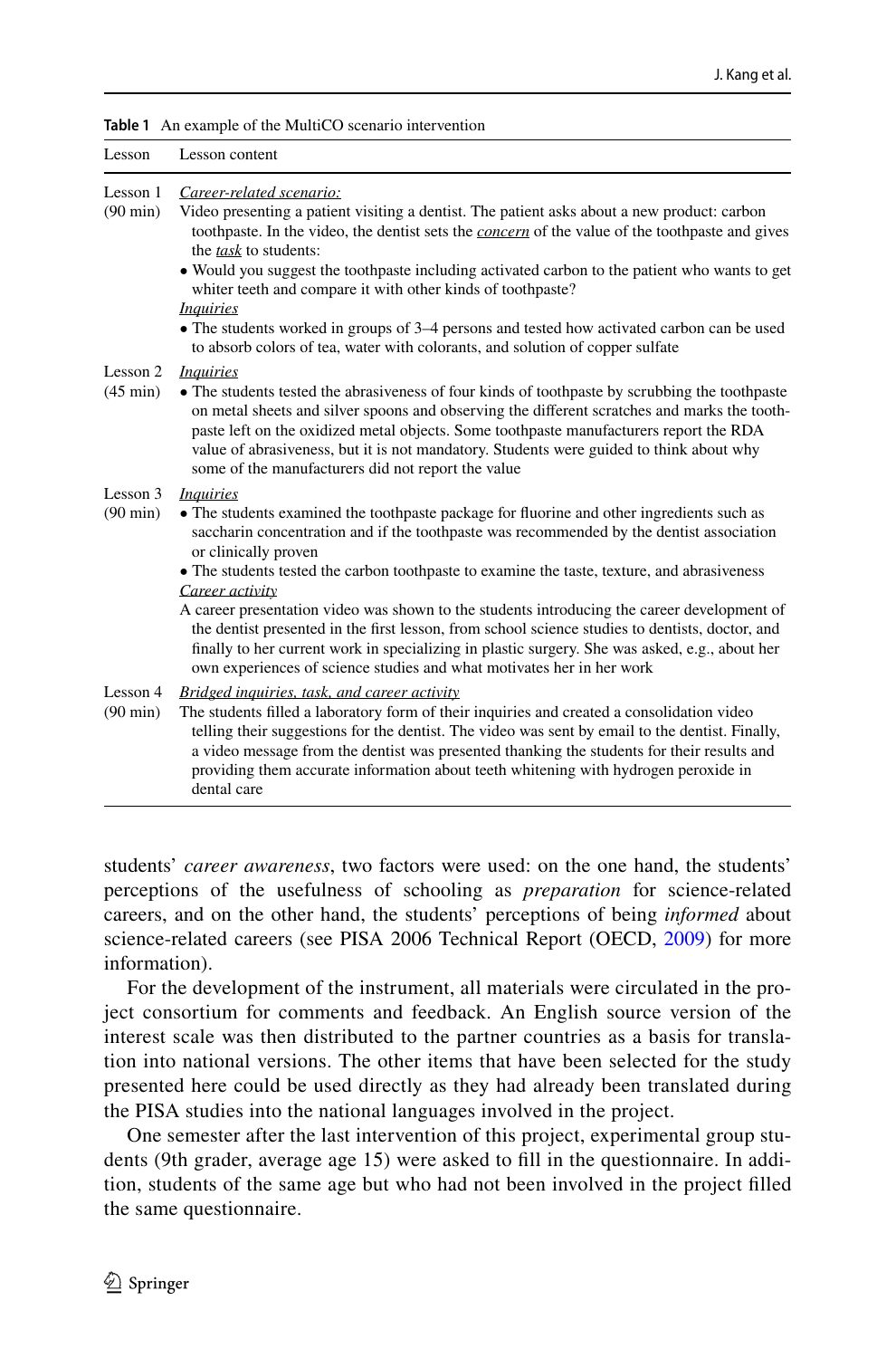**Table 1** An example of the MultiCO scenario intervention

| Lesson | Lesson content |
|---|---|
| Lesson 1 (90 min) | *Career-related scenario:* Video presenting a patient visiting a dentist. The patient asks about a new product: carbon toothpaste. In the video, the dentist sets the *concern* of the value of the toothpaste and gives the *task* to students: • Would you suggest the toothpaste including activated carbon to the patient who wants to get whiter teeth and compare it with other kinds of toothpaste? *Inquiries* • The students worked in groups of 3–4 persons and tested how activated carbon can be used to absorb colors of tea, water with colorants, and solution of copper sulfate |
| Lesson 2 (45 min) | *Inquiries* • The students tested the abrasiveness of four kinds of toothpaste by scrubbing the toothpaste on metal sheets and silver spoons and observing the different scratches and marks the toothpaste left on the oxidized metal objects. Some toothpaste manufacturers report the RDA value of abrasiveness, but it is not mandatory. Students were guided to think about why some of the manufacturers did not report the value |
| Lesson 3 (90 min) | *Inquiries* • The students examined the toothpaste package for fluorine and other ingredients such as saccharin concentration and if the toothpaste was recommended by the dentist association or clinically proven • The students tested the carbon toothpaste to examine the taste, texture, and abrasiveness *Career activity* A career presentation video was shown to the students introducing the career development of the dentist presented in the first lesson, from school science studies to dentists, doctor, and finally to her current work in specializing in plastic surgery. She was asked, e.g., about her own experiences of science studies and what motivates her in her work |
| Lesson 4 (90 min) | *Bridged inquiries, task, and career activity* The students filled a laboratory form of their inquiries and created a consolidation video telling their suggestions for the dentist. The video was sent by email to the dentist. Finally, a video message from the dentist was presented thanking the students for their results and providing them accurate information about teeth whitening with hydrogen peroxide in dental care |

students' *career awareness*, two factors were used: on the one hand, the students' perceptions of the usefulness of schooling as *preparation* for science-related careers, and on the other hand, the students' perceptions of being *informed* about science-related careers (see PISA 2006 Technical Report (OECD, 2009) for more information).

For the development of the instrument, all materials were circulated in the project consortium for comments and feedback. An English source version of the interest scale was then distributed to the partner countries as a basis for translation into national versions. The other items that have been selected for the study presented here could be used directly as they had already been translated during the PISA studies into the national languages involved in the project.

One semester after the last intervention of this project, experimental group students (9th grader, average age 15) were asked to fill in the questionnaire. In addition, students of the same age but who had not been involved in the project filled the same questionnaire.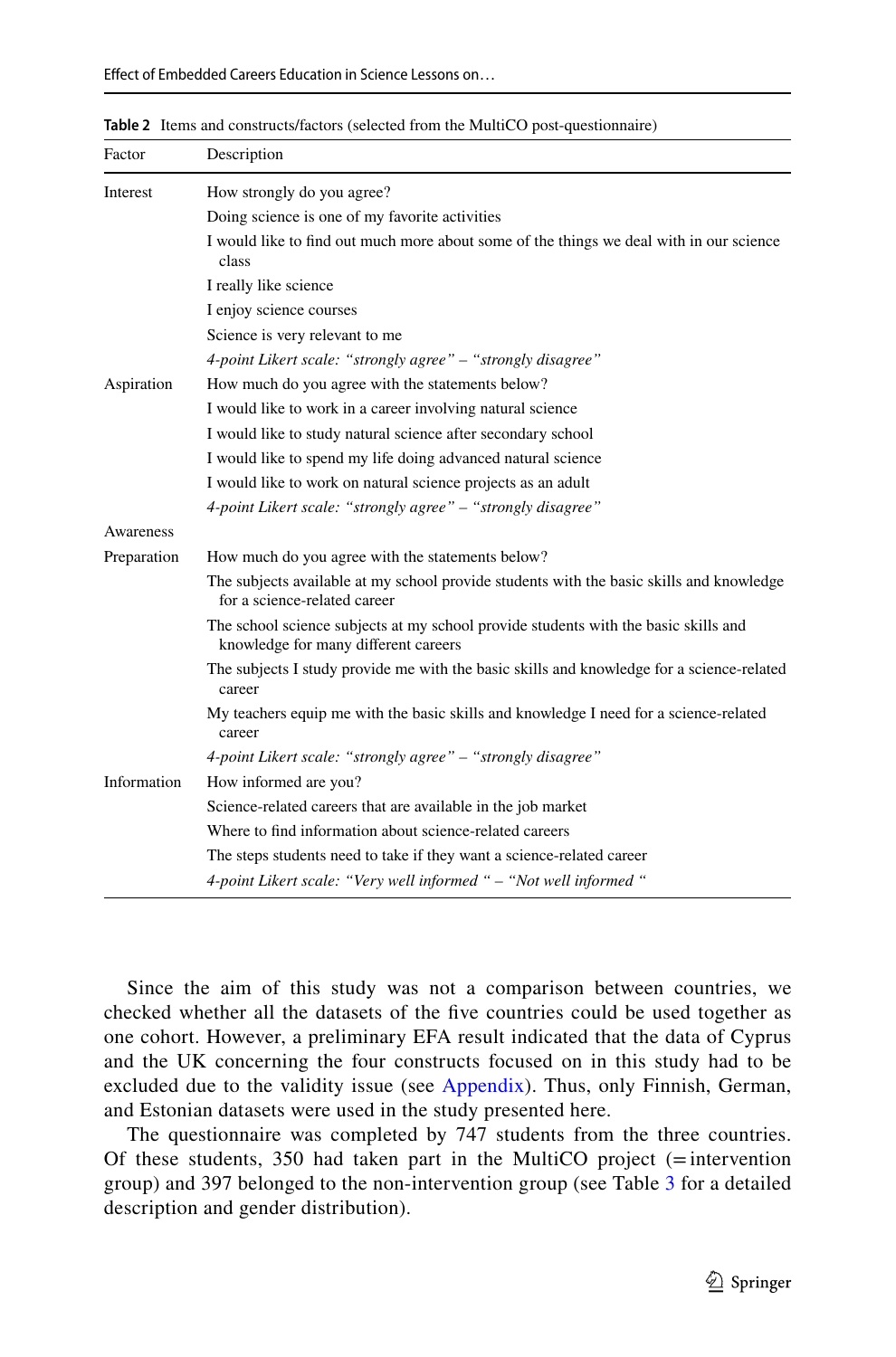**Table 2** Items and constructs/factors (selected from the MultiCO post-questionnaire)

| Factor | Description |
|---|---|
| Interest | How strongly do you agree? |
| | Doing science is one of my favorite activities |
| | I would like to find out much more about some of the things we deal with in our science class |
| | I really like science |
| | I enjoy science courses |
| | Science is very relevant to me |
| | *4-point Likert scale: "strongly agree" – "strongly disagree"* |
| Aspiration | How much do you agree with the statements below? |
| | I would like to work in a career involving natural science |
| | I would like to study natural science after secondary school |
| | I would like to spend my life doing advanced natural science |
| | I would like to work on natural science projects as an adult |
| | *4-point Likert scale: "strongly agree" – "strongly disagree"* |
| Awareness | |
| Preparation | How much do you agree with the statements below? |
| | The subjects available at my school provide students with the basic skills and knowledge for a science-related career |
| | The school science subjects at my school provide students with the basic skills and knowledge for many different careers |
| | The subjects I study provide me with the basic skills and knowledge for a science-related career |
| | My teachers equip me with the basic skills and knowledge I need for a science-related career |
| | *4-point Likert scale: "strongly agree" – "strongly disagree"* |
| Information | How informed are you? |
| | Science-related careers that are available in the job market |
| | Where to find information about science-related careers |
| | The steps students need to take if they want a science-related career |
| | *4-point Likert scale: "Very well informed " – "Not well informed "* |

Since the aim of this study was not a comparison between countries, we checked whether all the datasets of the five countries could be used together as one cohort. However, a preliminary EFA result indicated that the data of Cyprus and the UK concerning the four constructs focused on in this study had to be excluded due to the validity issue (see Appendix). Thus, only Finnish, German, and Estonian datasets were used in the study presented here.

The questionnaire was completed by 747 students from the three countries. Of these students, 350 had taken part in the MultiCO project (= intervention group) and 397 belonged to the non-intervention group (see Table 3 for a detailed description and gender distribution).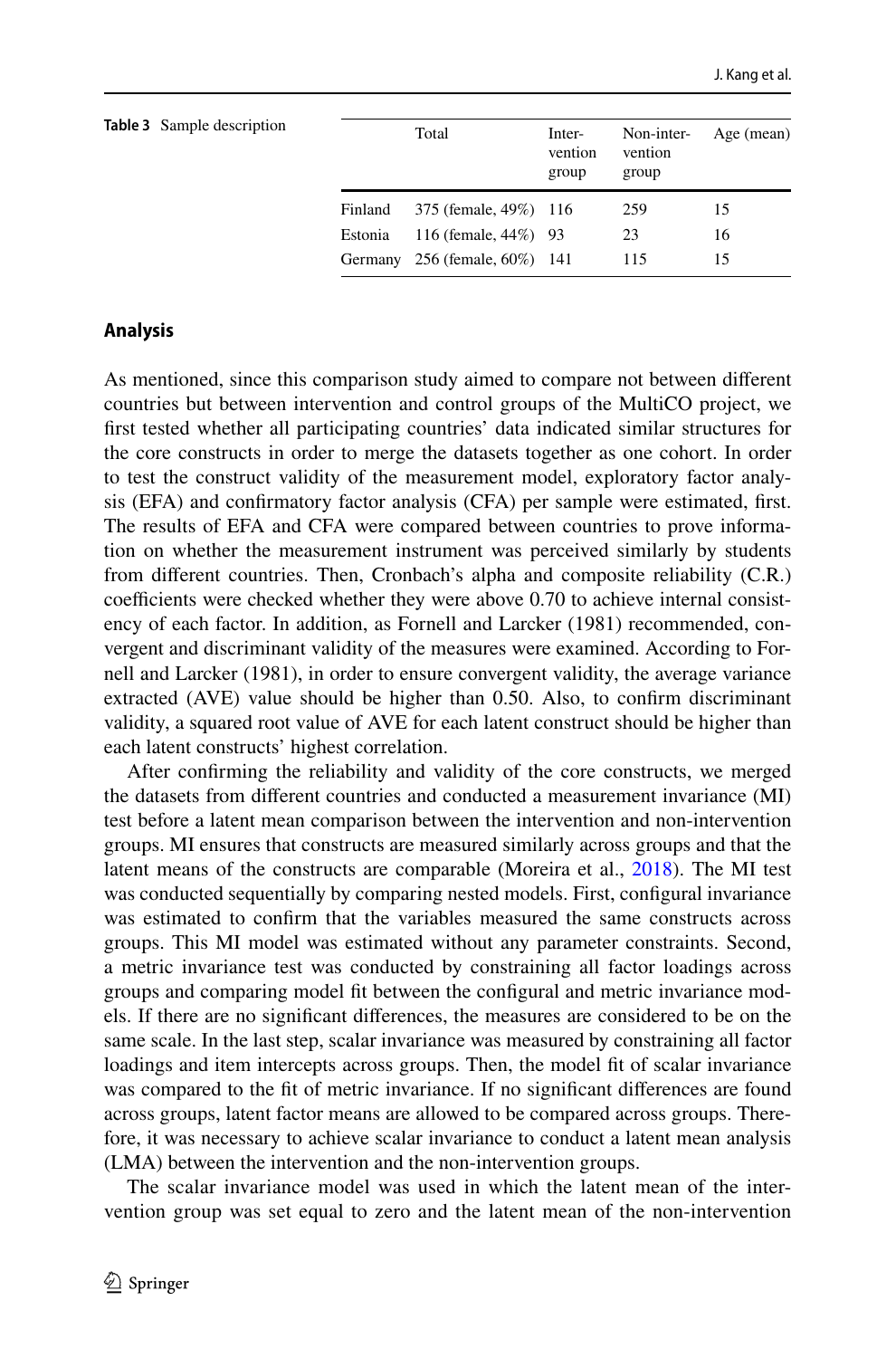**Table 3** Sample description

| | Total | Intervention group | Non-intervention group | Age (mean) |
|---|---|---|---|---|
| Finland | 375 (female, 49%) | 116 | 259 | 15 |
| Estonia | 116 (female, 44%) | 93 | 23 | 16 |
| Germany | 256 (female, 60%) | 141 | 115 | 15 |

## Analysis

As mentioned, since this comparison study aimed to compare not between different countries but between intervention and control groups of the MultiCO project, we first tested whether all participating countries' data indicated similar structures for the core constructs in order to merge the datasets together as one cohort. In order to test the construct validity of the measurement model, exploratory factor analysis (EFA) and confirmatory factor analysis (CFA) per sample were estimated, first. The results of EFA and CFA were compared between countries to prove information on whether the measurement instrument was perceived similarly by students from different countries. Then, Cronbach's alpha and composite reliability (C.R.) coefficients were checked whether they were above 0.70 to achieve internal consistency of each factor. In addition, as Fornell and Larcker (1981) recommended, convergent and discriminant validity of the measures were examined. According to Fornell and Larcker (1981), in order to ensure convergent validity, the average variance extracted (AVE) value should be higher than 0.50. Also, to confirm discriminant validity, a squared root value of AVE for each latent construct should be higher than each latent constructs' highest correlation.

After confirming the reliability and validity of the core constructs, we merged the datasets from different countries and conducted a measurement invariance (MI) test before a latent mean comparison between the intervention and non-intervention groups. MI ensures that constructs are measured similarly across groups and that the latent means of the constructs are comparable (Moreira et al., 2018). The MI test was conducted sequentially by comparing nested models. First, configural invariance was estimated to confirm that the variables measured the same constructs across groups. This MI model was estimated without any parameter constraints. Second, a metric invariance test was conducted by constraining all factor loadings across groups and comparing model fit between the configural and metric invariance models. If there are no significant differences, the measures are considered to be on the same scale. In the last step, scalar invariance was measured by constraining all factor loadings and item intercepts across groups. Then, the model fit of scalar invariance was compared to the fit of metric invariance. If no significant differences are found across groups, latent factor means are allowed to be compared across groups. Therefore, it was necessary to achieve scalar invariance to conduct a latent mean analysis (LMA) between the intervention and the non-intervention groups.

The scalar invariance model was used in which the latent mean of the intervention group was set equal to zero and the latent mean of the non-intervention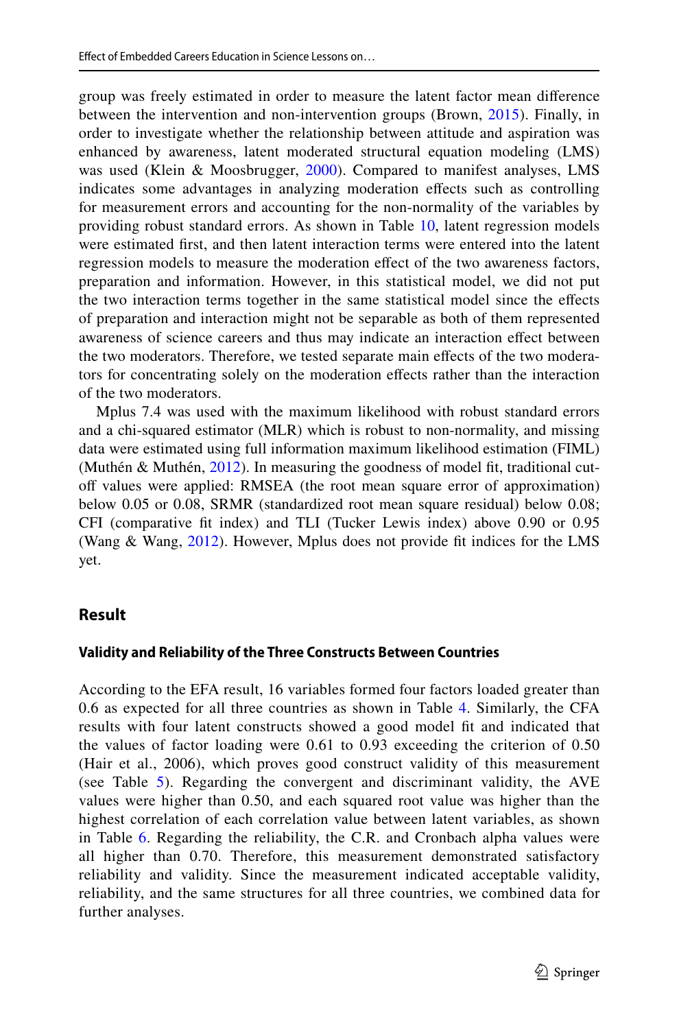group was freely estimated in order to measure the latent factor mean difference between the intervention and non-intervention groups (Brown, 2015). Finally, in order to investigate whether the relationship between attitude and aspiration was enhanced by awareness, latent moderated structural equation modeling (LMS) was used (Klein & Moosbrugger, 2000). Compared to manifest analyses, LMS indicates some advantages in analyzing moderation effects such as controlling for measurement errors and accounting for the non-normality of the variables by providing robust standard errors. As shown in Table 10, latent regression models were estimated first, and then latent interaction terms were entered into the latent regression models to measure the moderation effect of the two awareness factors, preparation and information. However, in this statistical model, we did not put the two interaction terms together in the same statistical model since the effects of preparation and interaction might not be separable as both of them represented awareness of science careers and thus may indicate an interaction effect between the two moderators. Therefore, we tested separate main effects of the two moderators for concentrating solely on the moderation effects rather than the interaction of the two moderators.

Mplus 7.4 was used with the maximum likelihood with robust standard errors and a chi-squared estimator (MLR) which is robust to non-normality, and missing data were estimated using full information maximum likelihood estimation (FIML) (Muthén & Muthén, 2012). In measuring the goodness of model fit, traditional cutoff values were applied: RMSEA (the root mean square error of approximation) below 0.05 or 0.08, SRMR (standardized root mean square residual) below 0.08; CFI (comparative fit index) and TLI (Tucker Lewis index) above 0.90 or 0.95 (Wang & Wang, 2012). However, Mplus does not provide fit indices for the LMS yet.

## Result

### Validity and Reliability of the Three Constructs Between Countries

According to the EFA result, 16 variables formed four factors loaded greater than 0.6 as expected for all three countries as shown in Table 4. Similarly, the CFA results with four latent constructs showed a good model fit and indicated that the values of factor loading were 0.61 to 0.93 exceeding the criterion of 0.50 (Hair et al., 2006), which proves good construct validity of this measurement (see Table 5). Regarding the convergent and discriminant validity, the AVE values were higher than 0.50, and each squared root value was higher than the highest correlation of each correlation value between latent variables, as shown in Table 6. Regarding the reliability, the C.R. and Cronbach alpha values were all higher than 0.70. Therefore, this measurement demonstrated satisfactory reliability and validity. Since the measurement indicated acceptable validity, reliability, and the same structures for all three countries, we combined data for further analyses.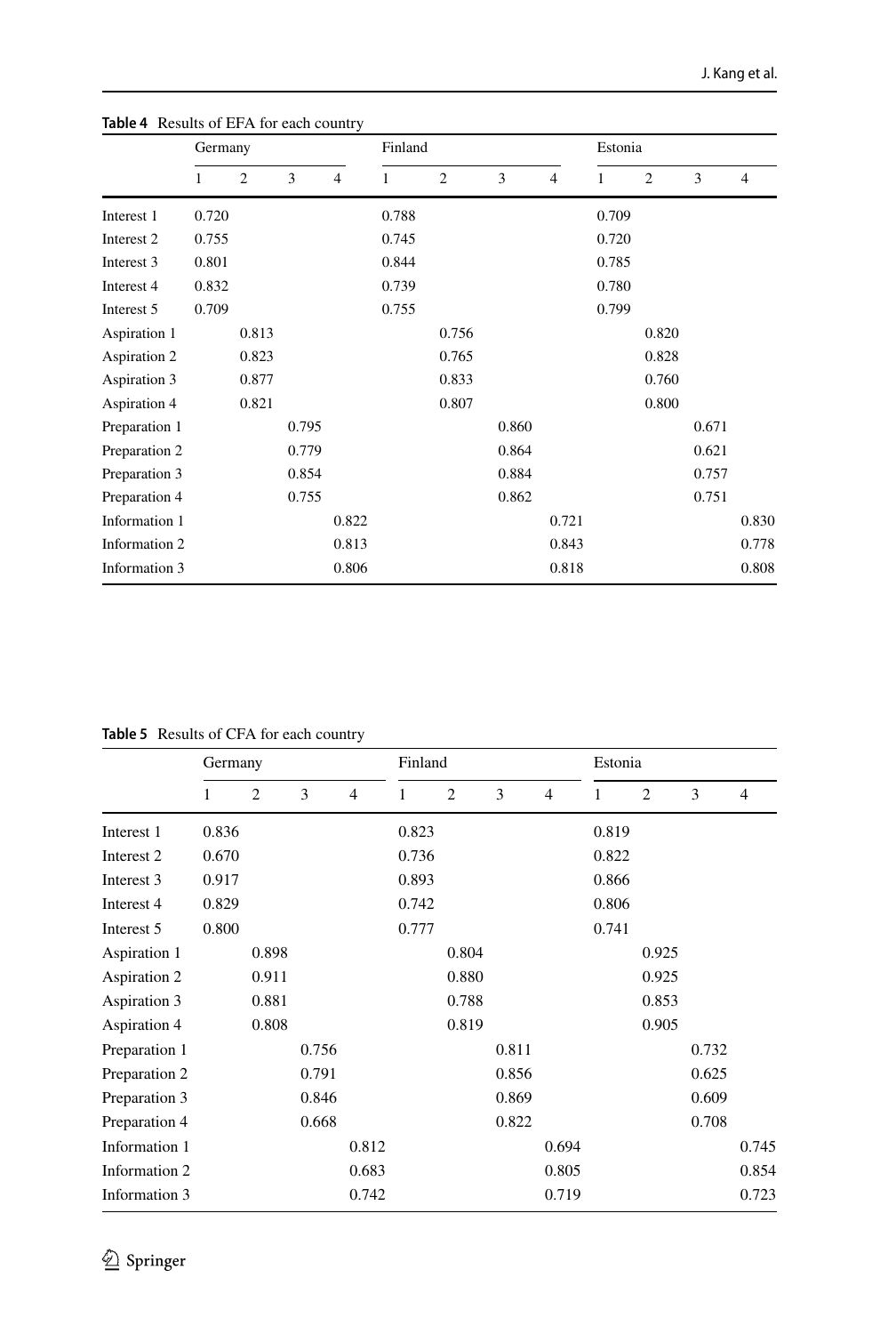**Table 4** Results of EFA for each country

| | Germany | | | | Finland | | | | Estonia | | | |
|---|---|---|---|---|---|---|---|---|---|---|---|---|
| | 1 | 2 | 3 | 4 | 1 | 2 | 3 | 4 | 1 | 2 | 3 | 4 |
| Interest 1 | 0.720 | | | | 0.788 | | | | 0.709 | | | |
| Interest 2 | 0.755 | | | | 0.745 | | | | 0.720 | | | |
| Interest 3 | 0.801 | | | | 0.844 | | | | 0.785 | | | |
| Interest 4 | 0.832 | | | | 0.739 | | | | 0.780 | | | |
| Interest 5 | 0.709 | | | | 0.755 | | | | 0.799 | | | |
| Aspiration 1 | | 0.813 | | | | 0.756 | | | | 0.820 | | |
| Aspiration 2 | | 0.823 | | | | 0.765 | | | | 0.828 | | |
| Aspiration 3 | | 0.877 | | | | 0.833 | | | | 0.760 | | |
| Aspiration 4 | | 0.821 | | | | 0.807 | | | | 0.800 | | |
| Preparation 1 | | | 0.795 | | | | 0.860 | | | | 0.671 | |
| Preparation 2 | | | 0.779 | | | | 0.864 | | | | 0.621 | |
| Preparation 3 | | | 0.854 | | | | 0.884 | | | | 0.757 | |
| Preparation 4 | | | 0.755 | | | | 0.862 | | | | 0.751 | |
| Information 1 | | | | 0.822 | | | | 0.721 | | | | 0.830 |
| Information 2 | | | | 0.813 | | | | 0.843 | | | | 0.778 |
| Information 3 | | | | 0.806 | | | | 0.818 | | | | 0.808 |

**Table 5** Results of CFA for each country

| | Germany | | | | Finland | | | | Estonia | | | |
|---|---|---|---|---|---|---|---|---|---|---|---|---|
| | 1 | 2 | 3 | 4 | 1 | 2 | 3 | 4 | 1 | 2 | 3 | 4 |
| Interest 1 | 0.836 | | | | 0.823 | | | | 0.819 | | | |
| Interest 2 | 0.670 | | | | 0.736 | | | | 0.822 | | | |
| Interest 3 | 0.917 | | | | 0.893 | | | | 0.866 | | | |
| Interest 4 | 0.829 | | | | 0.742 | | | | 0.806 | | | |
| Interest 5 | 0.800 | | | | 0.777 | | | | 0.741 | | | |
| Aspiration 1 | | 0.898 | | | | 0.804 | | | | 0.925 | | |
| Aspiration 2 | | 0.911 | | | | 0.880 | | | | 0.925 | | |
| Aspiration 3 | | 0.881 | | | | 0.788 | | | | 0.853 | | |
| Aspiration 4 | | 0.808 | | | | 0.819 | | | | 0.905 | | |
| Preparation 1 | | | 0.756 | | | | 0.811 | | | | 0.732 | |
| Preparation 2 | | | 0.791 | | | | 0.856 | | | | 0.625 | |
| Preparation 3 | | | 0.846 | | | | 0.869 | | | | 0.609 | |
| Preparation 4 | | | 0.668 | | | | 0.822 | | | | 0.708 | |
| Information 1 | | | | 0.812 | | | | 0.694 | | | | 0.745 |
| Information 2 | | | | 0.683 | | | | 0.805 | | | | 0.854 |
| Information 3 | | | | 0.742 | | | | 0.719 | | | | 0.723 |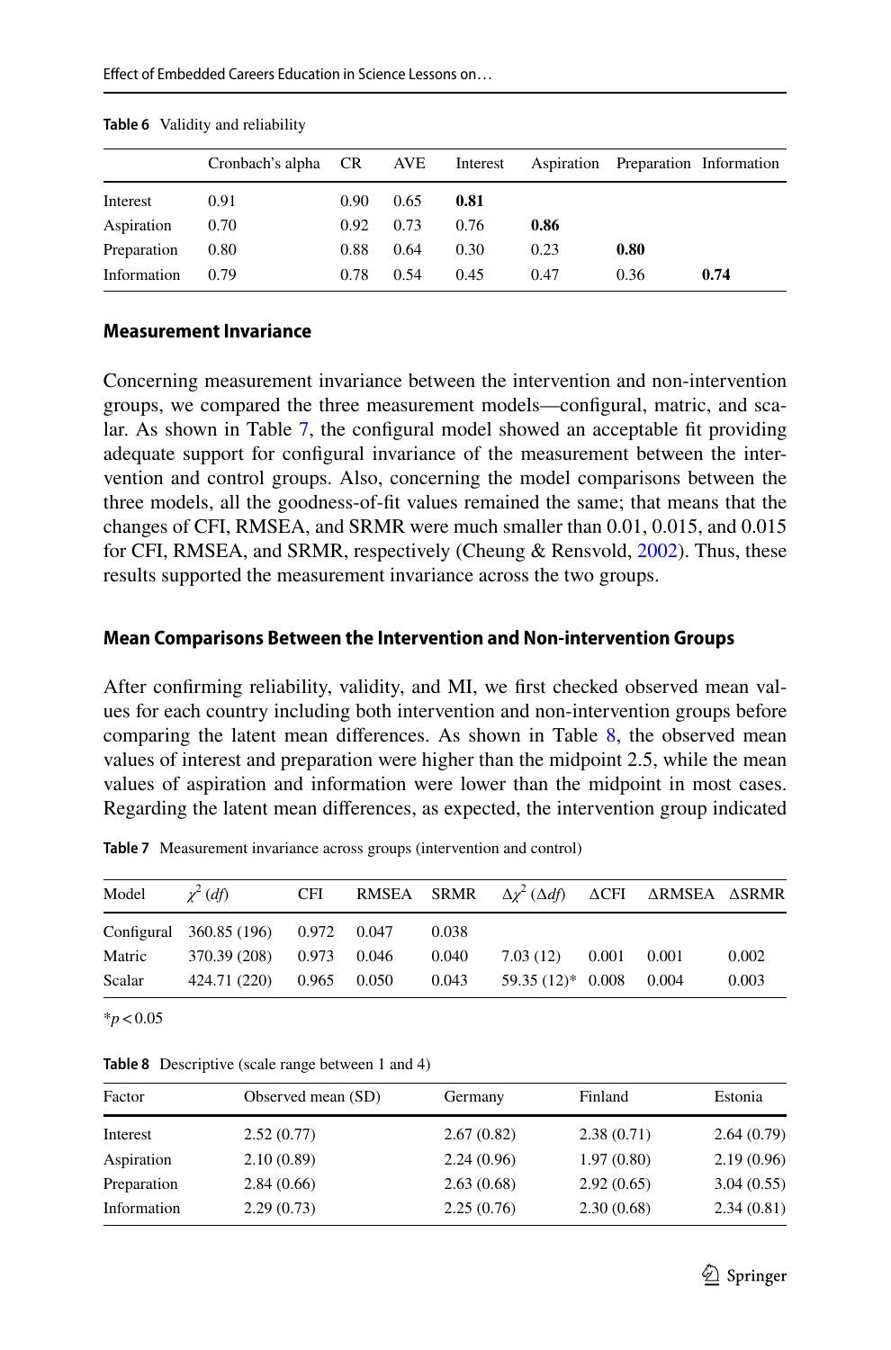**Table 6** Validity and reliability

| | Cronbach's alpha | CR | AVE | Interest | Aspiration | Preparation | Information |
|---|---|---|---|---|---|---|---|
| Interest | 0.91 | 0.90 | 0.65 | **0.81** | | | |
| Aspiration | 0.70 | 0.92 | 0.73 | 0.76 | **0.86** | | |
| Preparation | 0.80 | 0.88 | 0.64 | 0.30 | 0.23 | **0.80** | |
| Information | 0.79 | 0.78 | 0.54 | 0.45 | 0.47 | 0.36 | **0.74** |

### Measurement Invariance

Concerning measurement invariance between the intervention and non-intervention groups, we compared the three measurement models—configural, matric, and scalar. As shown in Table 7, the configural model showed an acceptable fit providing adequate support for configural invariance of the measurement between the intervention and control groups. Also, concerning the model comparisons between the three models, all the goodness-of-fit values remained the same; that means that the changes of CFI, RMSEA, and SRMR were much smaller than 0.01, 0.015, and 0.015 for CFI, RMSEA, and SRMR, respectively (Cheung & Rensvold, 2002). Thus, these results supported the measurement invariance across the two groups.

### Mean Comparisons Between the Intervention and Non-intervention Groups

After confirming reliability, validity, and MI, we first checked observed mean values for each country including both intervention and non-intervention groups before comparing the latent mean differences. As shown in Table 8, the observed mean values of interest and preparation were higher than the midpoint 2.5, while the mean values of aspiration and information were lower than the midpoint in most cases. Regarding the latent mean differences, as expected, the intervention group indicated

**Table 7** Measurement invariance across groups (intervention and control)

| Model | $\chi^2$ (*df*) | CFI | RMSEA | SRMR | $\Delta\chi^2$ ($\Delta$*df*) | ΔCFI | ΔRMSEA | ΔSRMR |
|---|---|---|---|---|---|---|---|---|
| Configural | 360.85 (196) | 0.972 | 0.047 | 0.038 | | | | |
| Matric | 370.39 (208) | 0.973 | 0.046 | 0.040 | 7.03 (12) | 0.001 | 0.001 | 0.002 |
| Scalar | 424.71 (220) | 0.965 | 0.050 | 0.043 | 59.35 (12)* | 0.008 | 0.004 | 0.003 |

*$p < 0.05$

**Table 8** Descriptive (scale range between 1 and 4)

| Factor | Observed mean (SD) | Germany | Finland | Estonia |
|---|---|---|---|---|
| Interest | 2.52 (0.77) | 2.67 (0.82) | 2.38 (0.71) | 2.64 (0.79) |
| Aspiration | 2.10 (0.89) | 2.24 (0.96) | 1.97 (0.80) | 2.19 (0.96) |
| Preparation | 2.84 (0.66) | 2.63 (0.68) | 2.92 (0.65) | 3.04 (0.55) |
| Information | 2.29 (0.73) | 2.25 (0.76) | 2.30 (0.68) | 2.34 (0.81) |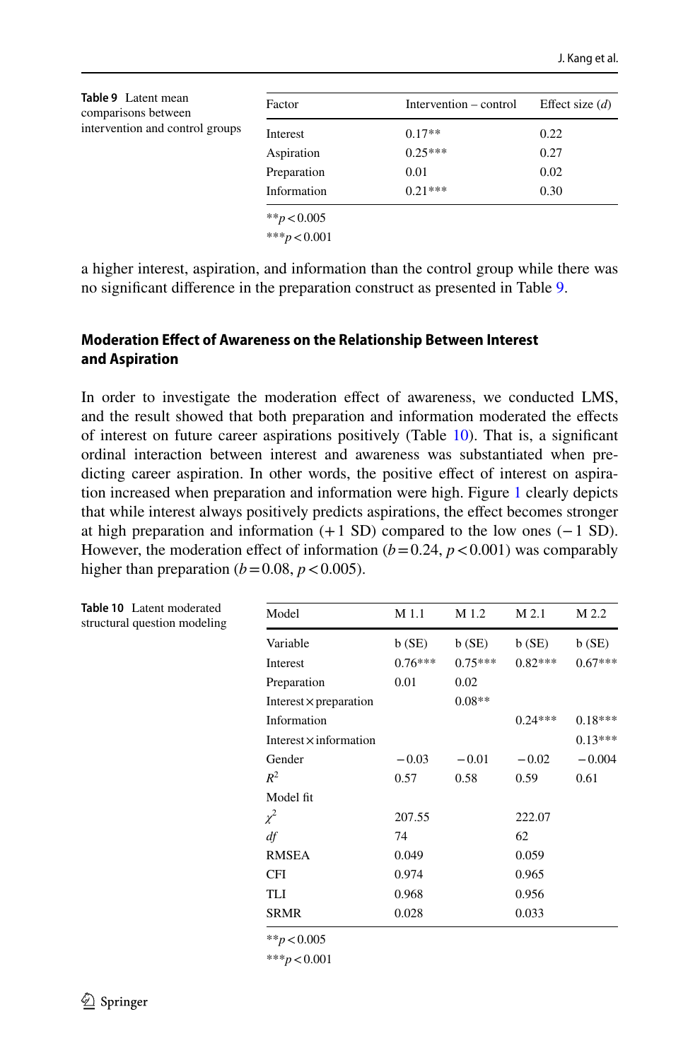**Table 9** Latent mean comparisons between intervention and control groups

| Factor | Intervention – control | Effect size (*d*) |
|---|---|---|
| Interest | 0.17** | 0.22 |
| Aspiration | 0.25*** | 0.27 |
| Preparation | 0.01 | 0.02 |
| Information | 0.21*** | 0.30 |

** $p < 0.005$

*** $p < 0.001$

a higher interest, aspiration, and information than the control group while there was no significant difference in the preparation construct as presented in Table 9.

### Moderation Effect of Awareness on the Relationship Between Interest and Aspiration

In order to investigate the moderation effect of awareness, we conducted LMS, and the result showed that both preparation and information moderated the effects of interest on future career aspirations positively (Table 10). That is, a significant ordinal interaction between interest and awareness was substantiated when predicting career aspiration. In other words, the positive effect of interest on aspiration increased when preparation and information were high. Figure 1 clearly depicts that while interest always positively predicts aspirations, the effect becomes stronger at high preparation and information (+1 SD) compared to the low ones (−1 SD). However, the moderation effect of information ($b = 0.24$, $p < 0.001$) was comparably higher than preparation ($b = 0.08$, $p < 0.005$).

**Table 10** Latent moderated structural question modeling

| Model | M 1.1 | M 1.2 | M 2.1 | M 2.2 |
|---|---|---|---|---|
| Variable | b (SE) | b (SE) | b (SE) | b (SE) |
| Interest | 0.76*** | 0.75*** | 0.82*** | 0.67*** |
| Preparation | 0.01 | 0.02 | | |
| Interest × preparation | | 0.08** | | |
| Information | | | 0.24*** | 0.18*** |
| Interest × information | | | | 0.13*** |
| Gender | −0.03 | −0.01 | −0.02 | −0.004 |
| $R^2$ | 0.57 | 0.58 | 0.59 | 0.61 |
| Model fit | | | | |
| $\chi^2$ | 207.55 | | 222.07 | |
| *df* | 74 | | 62 | |
| RMSEA | 0.049 | | 0.059 | |
| CFI | 0.974 | | 0.965 | |
| TLI | 0.968 | | 0.956 | |
| SRMR | 0.028 | | 0.033 | |

** $p < 0.005$

*** $p < 0.001$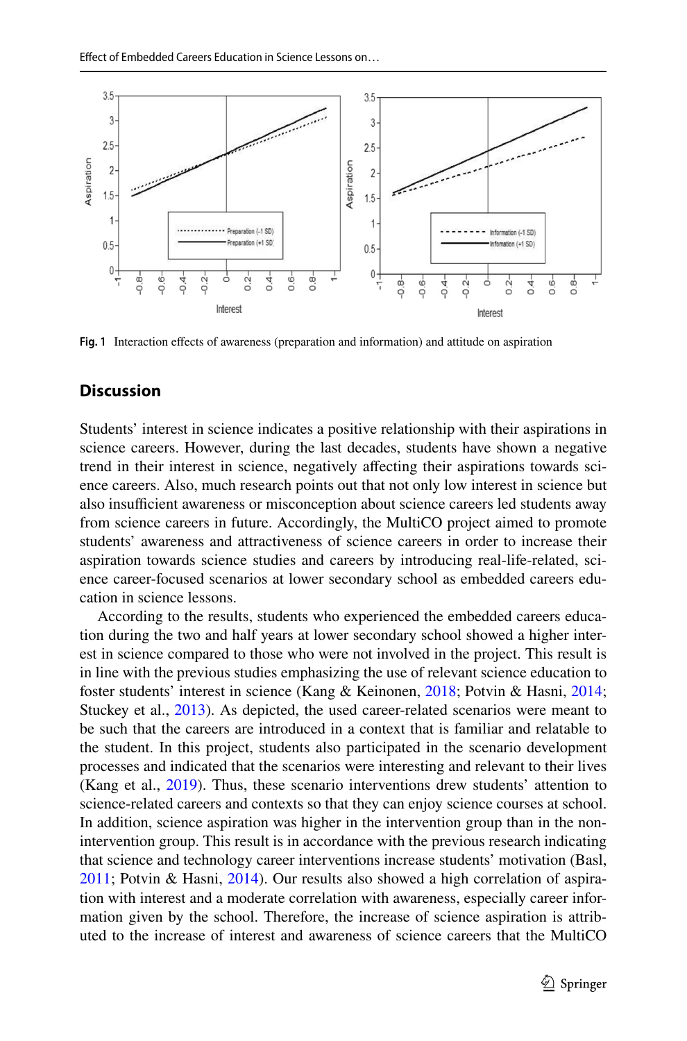Fig. 1 Interaction effects of awareness (preparation and information) and attitude on aspiration

## Discussion

Students' interest in science indicates a positive relationship with their aspirations in science careers. However, during the last decades, students have shown a negative trend in their interest in science, negatively affecting their aspirations towards science careers. Also, much research points out that not only low interest in science but also insufficient awareness or misconception about science careers led students away from science careers in future. Accordingly, the MultiCO project aimed to promote students' awareness and attractiveness of science careers in order to increase their aspiration towards science studies and careers by introducing real-life-related, science career-focused scenarios at lower secondary school as embedded careers education in science lessons.

According to the results, students who experienced the embedded careers education during the two and half years at lower secondary school showed a higher interest in science compared to those who were not involved in the project. This result is in line with the previous studies emphasizing the use of relevant science education to foster students' interest in science (Kang & Keinonen, 2018; Potvin & Hasni, 2014; Stuckey et al., 2013). As depicted, the used career-related scenarios were meant to be such that the careers are introduced in a context that is familiar and relatable to the student. In this project, students also participated in the scenario development processes and indicated that the scenarios were interesting and relevant to their lives (Kang et al., 2019). Thus, these scenario interventions drew students' attention to science-related careers and contexts so that they can enjoy science courses at school. In addition, science aspiration was higher in the intervention group than in the non-intervention group. This result is in accordance with the previous research indicating that science and technology career interventions increase students' motivation (Basl, 2011; Potvin & Hasni, 2014). Our results also showed a high correlation of aspiration with interest and a moderate correlation with awareness, especially career information given by the school. Therefore, the increase of science aspiration is attributed to the increase of interest and awareness of science careers that the MultiCO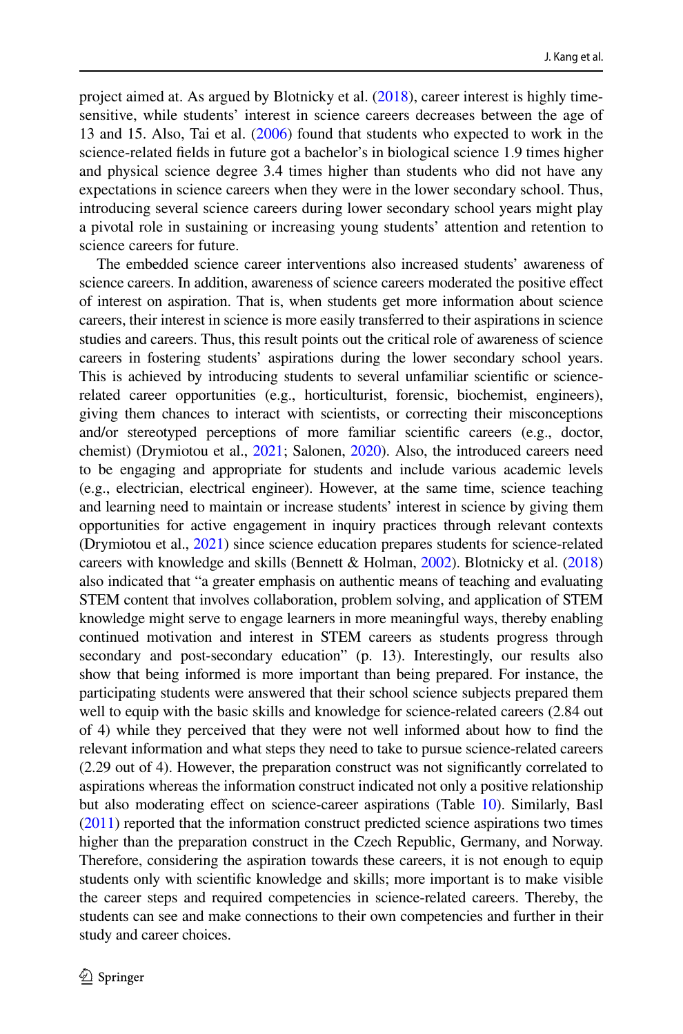project aimed at. As argued by Blotnicky et al. (2018), career interest is highly time-sensitive, while students' interest in science careers decreases between the age of 13 and 15. Also, Tai et al. (2006) found that students who expected to work in the science-related fields in future got a bachelor's in biological science 1.9 times higher and physical science degree 3.4 times higher than students who did not have any expectations in science careers when they were in the lower secondary school. Thus, introducing several science careers during lower secondary school years might play a pivotal role in sustaining or increasing young students' attention and retention to science careers for future.

The embedded science career interventions also increased students' awareness of science careers. In addition, awareness of science careers moderated the positive effect of interest on aspiration. That is, when students get more information about science careers, their interest in science is more easily transferred to their aspirations in science studies and careers. Thus, this result points out the critical role of awareness of science careers in fostering students' aspirations during the lower secondary school years. This is achieved by introducing students to several unfamiliar scientific or science-related career opportunities (e.g., horticulturist, forensic, biochemist, engineers), giving them chances to interact with scientists, or correcting their misconceptions and/or stereotyped perceptions of more familiar scientific careers (e.g., doctor, chemist) (Drymiotou et al., 2021; Salonen, 2020). Also, the introduced careers need to be engaging and appropriate for students and include various academic levels (e.g., electrician, electrical engineer). However, at the same time, science teaching and learning need to maintain or increase students' interest in science by giving them opportunities for active engagement in inquiry practices through relevant contexts (Drymiotou et al., 2021) since science education prepares students for science-related careers with knowledge and skills (Bennett & Holman, 2002). Blotnicky et al. (2018) also indicated that "a greater emphasis on authentic means of teaching and evaluating STEM content that involves collaboration, problem solving, and application of STEM knowledge might serve to engage learners in more meaningful ways, thereby enabling continued motivation and interest in STEM careers as students progress through secondary and post-secondary education" (p. 13). Interestingly, our results also show that being informed is more important than being prepared. For instance, the participating students were answered that their school science subjects prepared them well to equip with the basic skills and knowledge for science-related careers (2.84 out of 4) while they perceived that they were not well informed about how to find the relevant information and what steps they need to take to pursue science-related careers (2.29 out of 4). However, the preparation construct was not significantly correlated to aspirations whereas the information construct indicated not only a positive relationship but also moderating effect on science-career aspirations (Table 10). Similarly, Basl (2011) reported that the information construct predicted science aspirations two times higher than the preparation construct in the Czech Republic, Germany, and Norway. Therefore, considering the aspiration towards these careers, it is not enough to equip students only with scientific knowledge and skills; more important is to make visible the career steps and required competencies in science-related careers. Thereby, the students can see and make connections to their own competencies and further in their study and career choices.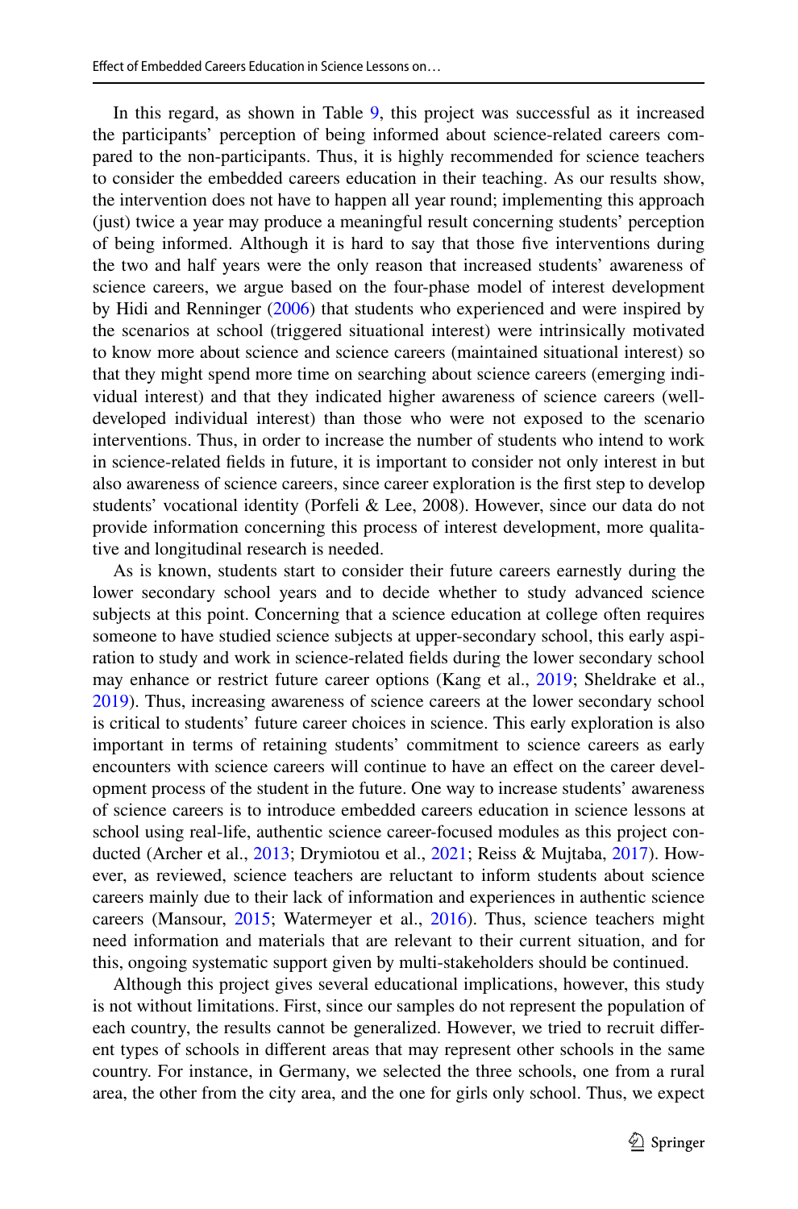In this regard, as shown in Table 9, this project was successful as it increased the participants' perception of being informed about science-related careers compared to the non-participants. Thus, it is highly recommended for science teachers to consider the embedded careers education in their teaching. As our results show, the intervention does not have to happen all year round; implementing this approach (just) twice a year may produce a meaningful result concerning students' perception of being informed. Although it is hard to say that those five interventions during the two and half years were the only reason that increased students' awareness of science careers, we argue based on the four-phase model of interest development by Hidi and Renninger (2006) that students who experienced and were inspired by the scenarios at school (triggered situational interest) were intrinsically motivated to know more about science and science careers (maintained situational interest) so that they might spend more time on searching about science careers (emerging individual interest) and that they indicated higher awareness of science careers (well-developed individual interest) than those who were not exposed to the scenario interventions. Thus, in order to increase the number of students who intend to work in science-related fields in future, it is important to consider not only interest in but also awareness of science careers, since career exploration is the first step to develop students' vocational identity (Porfeli & Lee, 2008). However, since our data do not provide information concerning this process of interest development, more qualitative and longitudinal research is needed.

As is known, students start to consider their future careers earnestly during the lower secondary school years and to decide whether to study advanced science subjects at this point. Concerning that a science education at college often requires someone to have studied science subjects at upper-secondary school, this early aspiration to study and work in science-related fields during the lower secondary school may enhance or restrict future career options (Kang et al., 2019; Sheldrake et al., 2019). Thus, increasing awareness of science careers at the lower secondary school is critical to students' future career choices in science. This early exploration is also important in terms of retaining students' commitment to science careers as early encounters with science careers will continue to have an effect on the career development process of the student in the future. One way to increase students' awareness of science careers is to introduce embedded careers education in science lessons at school using real-life, authentic science career-focused modules as this project conducted (Archer et al., 2013; Drymiotou et al., 2021; Reiss & Mujtaba, 2017). However, as reviewed, science teachers are reluctant to inform students about science careers mainly due to their lack of information and experiences in authentic science careers (Mansour, 2015; Watermeyer et al., 2016). Thus, science teachers might need information and materials that are relevant to their current situation, and for this, ongoing systematic support given by multi-stakeholders should be continued.

Although this project gives several educational implications, however, this study is not without limitations. First, since our samples do not represent the population of each country, the results cannot be generalized. However, we tried to recruit different types of schools in different areas that may represent other schools in the same country. For instance, in Germany, we selected the three schools, one from a rural area, the other from the city area, and the one for girls only school. Thus, we expect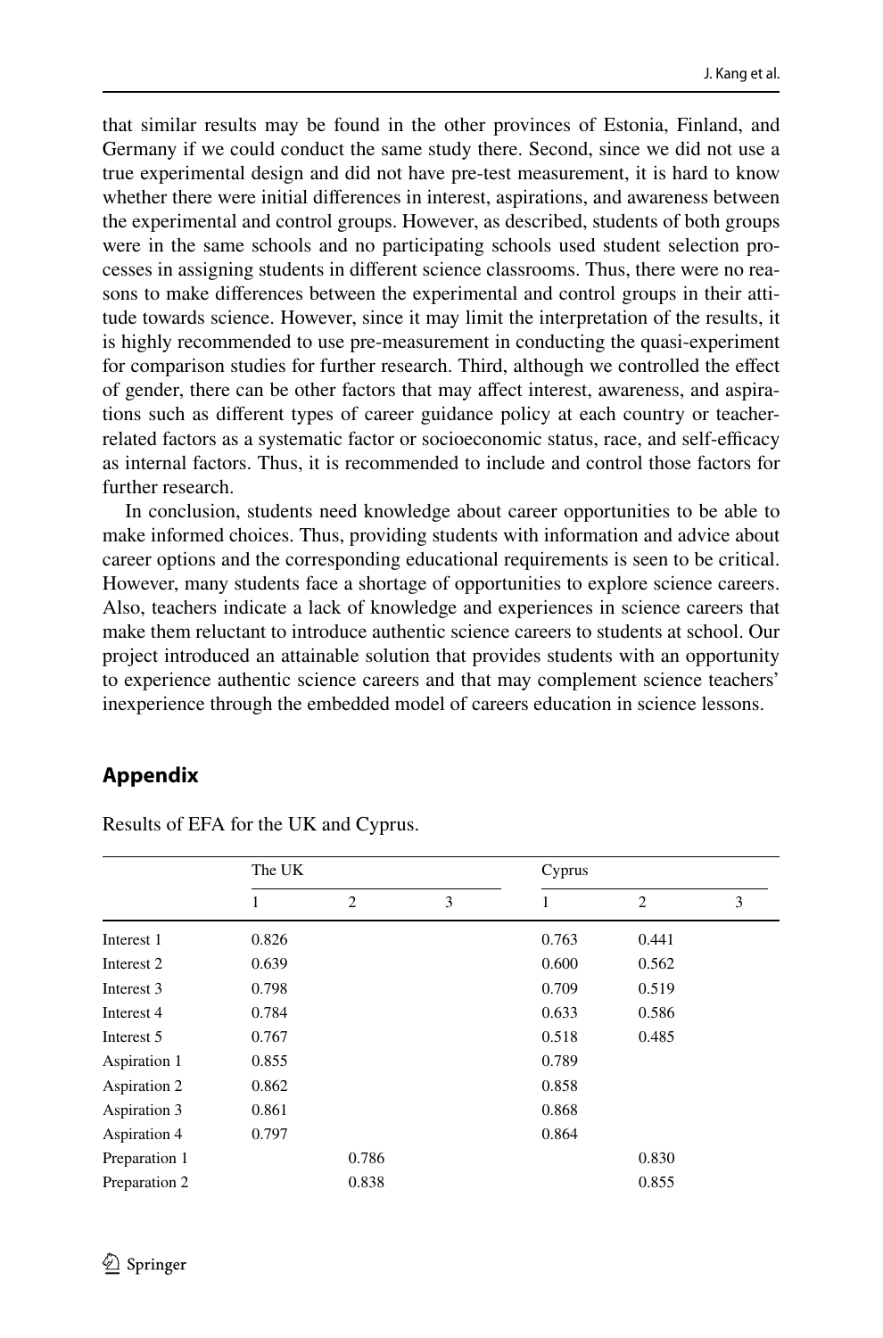that similar results may be found in the other provinces of Estonia, Finland, and Germany if we could conduct the same study there. Second, since we did not use a true experimental design and did not have pre-test measurement, it is hard to know whether there were initial differences in interest, aspirations, and awareness between the experimental and control groups. However, as described, students of both groups were in the same schools and no participating schools used student selection processes in assigning students in different science classrooms. Thus, there were no reasons to make differences between the experimental and control groups in their attitude towards science. However, since it may limit the interpretation of the results, it is highly recommended to use pre-measurement in conducting the quasi-experiment for comparison studies for further research. Third, although we controlled the effect of gender, there can be other factors that may affect interest, awareness, and aspirations such as different types of career guidance policy at each country or teacher-related factors as a systematic factor or socioeconomic status, race, and self-efficacy as internal factors. Thus, it is recommended to include and control those factors for further research.

In conclusion, students need knowledge about career opportunities to be able to make informed choices. Thus, providing students with information and advice about career options and the corresponding educational requirements is seen to be critical. However, many students face a shortage of opportunities to explore science careers. Also, teachers indicate a lack of knowledge and experiences in science careers that make them reluctant to introduce authentic science careers to students at school. Our project introduced an attainable solution that provides students with an opportunity to experience authentic science careers and that may complement science teachers' inexperience through the embedded model of careers education in science lessons.

## Appendix

Results of EFA for the UK and Cyprus.

| | The UK | | | Cyprus | | |
|---|---|---|---|---|---|---|
| | 1 | 2 | 3 | 1 | 2 | 3 |
| Interest 1 | 0.826 | | | 0.763 | 0.441 | |
| Interest 2 | 0.639 | | | 0.600 | 0.562 | |
| Interest 3 | 0.798 | | | 0.709 | 0.519 | |
| Interest 4 | 0.784 | | | 0.633 | 0.586 | |
| Interest 5 | 0.767 | | | 0.518 | 0.485 | |
| Aspiration 1 | 0.855 | | | 0.789 | | |
| Aspiration 2 | 0.862 | | | 0.858 | | |
| Aspiration 3 | 0.861 | | | 0.868 | | |
| Aspiration 4 | 0.797 | | | 0.864 | | |
| Preparation 1 | | 0.786 | | | 0.830 | |
| Preparation 2 | | 0.838 | | | 0.855 | |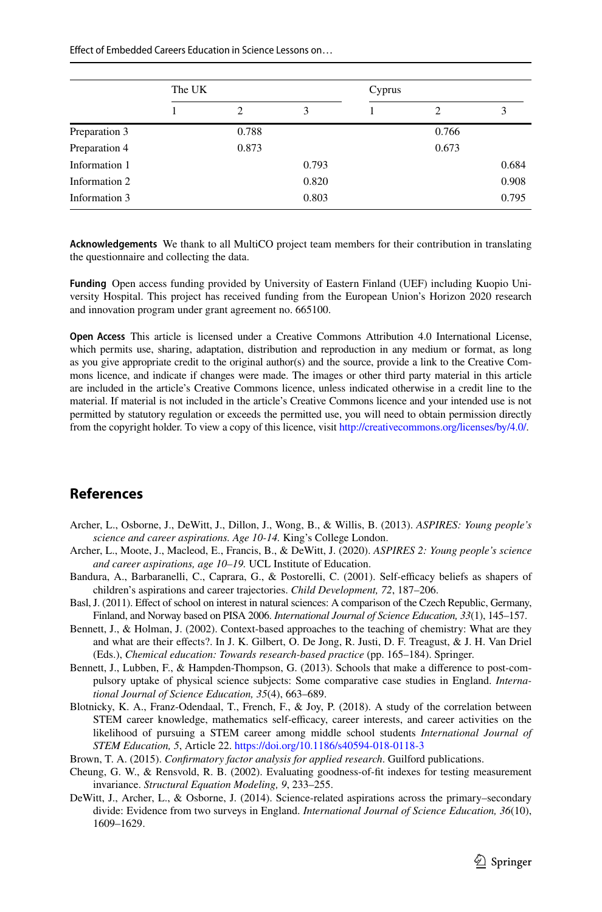|  | The UK |  |  | Cyprus |  |  |
|---|---|---|---|---|---|---|
|  | 1 | 2 | 3 | 1 | 2 | 3 |
| Preparation 3 |  | 0.788 |  |  | 0.766 |  |
| Preparation 4 |  | 0.873 |  |  | 0.673 |  |
| Information 1 |  |  | 0.793 |  |  | 0.684 |
| Information 2 |  |  | 0.820 |  |  | 0.908 |
| Information 3 |  |  | 0.803 |  |  | 0.795 |

**Acknowledgements** We thank to all MultiCO project team members for their contribution in translating the questionnaire and collecting the data.

**Funding** Open access funding provided by University of Eastern Finland (UEF) including Kuopio University Hospital. This project has received funding from the European Union's Horizon 2020 research and innovation program under grant agreement no. 665100.

**Open Access** This article is licensed under a Creative Commons Attribution 4.0 International License, which permits use, sharing, adaptation, distribution and reproduction in any medium or format, as long as you give appropriate credit to the original author(s) and the source, provide a link to the Creative Commons licence, and indicate if changes were made. The images or other third party material in this article are included in the article's Creative Commons licence, unless indicated otherwise in a credit line to the material. If material is not included in the article's Creative Commons licence and your intended use is not permitted by statutory regulation or exceeds the permitted use, you will need to obtain permission directly from the copyright holder. To view a copy of this licence, visit http://creativecommons.org/licenses/by/4.0/.

## References

Archer, L., Osborne, J., DeWitt, J., Dillon, J., Wong, B., & Willis, B. (2013). *ASPIRES: Young people's science and career aspirations. Age 10-14.* King's College London.

Archer, L., Moote, J., Macleod, E., Francis, B., & DeWitt, J. (2020). *ASPIRES 2: Young people's science and career aspirations, age 10–19.* UCL Institute of Education.

Bandura, A., Barbaranelli, C., Caprara, G., & Postorelli, C. (2001). Self-efficacy beliefs as shapers of children's aspirations and career trajectories. *Child Development, 72*, 187–206.

Basl, J. (2011). Effect of school on interest in natural sciences: A comparison of the Czech Republic, Germany, Finland, and Norway based on PISA 2006. *International Journal of Science Education, 33*(1), 145–157.

Bennett, J., & Holman, J. (2002). Context-based approaches to the teaching of chemistry: What are they and what are their effects?. In J. K. Gilbert, O. De Jong, R. Justi, D. F. Treagust, & J. H. Van Driel (Eds.), *Chemical education: Towards research-based practice* (pp. 165–184). Springer.

Bennett, J., Lubben, F., & Hampden-Thompson, G. (2013). Schools that make a difference to post-compulsory uptake of physical science subjects: Some comparative case studies in England. *International Journal of Science Education, 35*(4), 663–689.

Blotnicky, K. A., Franz-Odendaal, T., French, F., & Joy, P. (2018). A study of the correlation between STEM career knowledge, mathematics self-efficacy, career interests, and career activities on the likelihood of pursuing a STEM career among middle school students *International Journal of STEM Education, 5*, Article 22. https://doi.org/10.1186/s40594-018-0118-3

Brown, T. A. (2015). *Confirmatory factor analysis for applied research*. Guilford publications.

Cheung, G. W., & Rensvold, R. B. (2002). Evaluating goodness-of-fit indexes for testing measurement invariance. *Structural Equation Modeling, 9*, 233–255.

DeWitt, J., Archer, L., & Osborne, J. (2014). Science-related aspirations across the primary–secondary divide: Evidence from two surveys in England. *International Journal of Science Education, 36*(10), 1609–1629.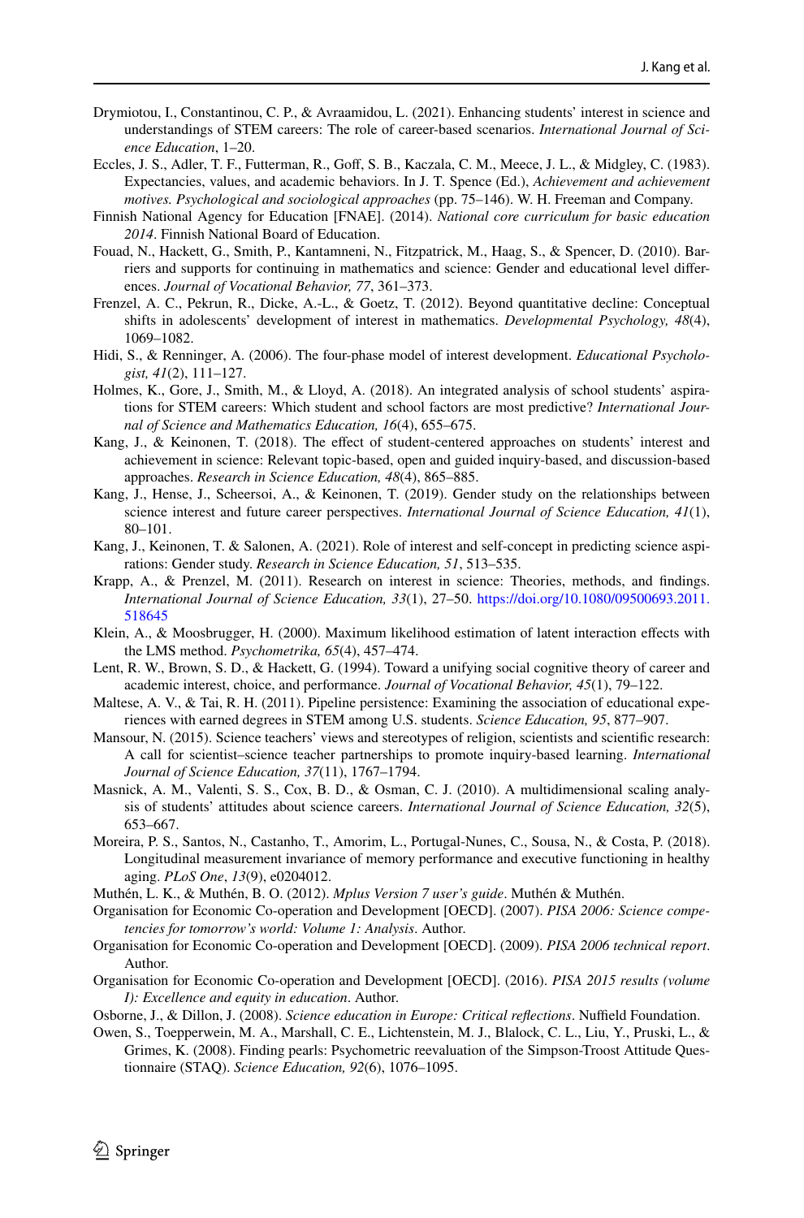Drymiotou, I., Constantinou, C. P., & Avraamidou, L. (2021). Enhancing students' interest in science and understandings of STEM careers: The role of career-based scenarios. *International Journal of Science Education*, 1–20.

Eccles, J. S., Adler, T. F., Futterman, R., Goff, S. B., Kaczala, C. M., Meece, J. L., & Midgley, C. (1983). Expectancies, values, and academic behaviors. In J. T. Spence (Ed.), *Achievement and achievement motives. Psychological and sociological approaches* (pp. 75–146). W. H. Freeman and Company.

Finnish National Agency for Education [FNAE]. (2014). *National core curriculum for basic education 2014*. Finnish National Board of Education.

Fouad, N., Hackett, G., Smith, P., Kantamneni, N., Fitzpatrick, M., Haag, S., & Spencer, D. (2010). Barriers and supports for continuing in mathematics and science: Gender and educational level differences. *Journal of Vocational Behavior, 77*, 361–373.

Frenzel, A. C., Pekrun, R., Dicke, A.-L., & Goetz, T. (2012). Beyond quantitative decline: Conceptual shifts in adolescents' development of interest in mathematics. *Developmental Psychology, 48*(4), 1069–1082.

Hidi, S., & Renninger, A. (2006). The four-phase model of interest development. *Educational Psychologist, 41*(2), 111–127.

Holmes, K., Gore, J., Smith, M., & Lloyd, A. (2018). An integrated analysis of school students' aspirations for STEM careers: Which student and school factors are most predictive? *International Journal of Science and Mathematics Education, 16*(4), 655–675.

Kang, J., & Keinonen, T. (2018). The effect of student-centered approaches on students' interest and achievement in science: Relevant topic-based, open and guided inquiry-based, and discussion-based approaches. *Research in Science Education, 48*(4), 865–885.

Kang, J., Hense, J., Scheersoi, A., & Keinonen, T. (2019). Gender study on the relationships between science interest and future career perspectives. *International Journal of Science Education, 41*(1), 80–101.

Kang, J., Keinonen, T. & Salonen, A. (2021). Role of interest and self-concept in predicting science aspirations: Gender study. *Research in Science Education, 51*, 513–535.

Krapp, A., & Prenzel, M. (2011). Research on interest in science: Theories, methods, and findings. *International Journal of Science Education, 33*(1), 27–50. https://doi.org/10.1080/09500693.2011.518645

Klein, A., & Moosbrugger, H. (2000). Maximum likelihood estimation of latent interaction effects with the LMS method. *Psychometrika, 65*(4), 457–474.

Lent, R. W., Brown, S. D., & Hackett, G. (1994). Toward a unifying social cognitive theory of career and academic interest, choice, and performance. *Journal of Vocational Behavior, 45*(1), 79–122.

Maltese, A. V., & Tai, R. H. (2011). Pipeline persistence: Examining the association of educational experiences with earned degrees in STEM among U.S. students. *Science Education, 95*, 877–907.

Mansour, N. (2015). Science teachers' views and stereotypes of religion, scientists and scientific research: A call for scientist–science teacher partnerships to promote inquiry-based learning. *International Journal of Science Education, 37*(11), 1767–1794.

Masnick, A. M., Valenti, S. S., Cox, B. D., & Osman, C. J. (2010). A multidimensional scaling analysis of students' attitudes about science careers. *International Journal of Science Education, 32*(5), 653–667.

Moreira, P. S., Santos, N., Castanho, T., Amorim, L., Portugal-Nunes, C., Sousa, N., & Costa, P. (2018). Longitudinal measurement invariance of memory performance and executive functioning in healthy aging. *PLoS One*, *13*(9), e0204012.

Muthén, L. K., & Muthén, B. O. (2012). *Mplus Version 7 user's guide*. Muthén & Muthén.

Organisation for Economic Co-operation and Development [OECD]. (2007). *PISA 2006: Science competencies for tomorrow's world: Volume 1: Analysis*. Author.

Organisation for Economic Co-operation and Development [OECD]. (2009). *PISA 2006 technical report*. Author.

Organisation for Economic Co-operation and Development [OECD]. (2016). *PISA 2015 results (volume I): Excellence and equity in education*. Author.

Osborne, J., & Dillon, J. (2008). *Science education in Europe: Critical reflections*. Nuffield Foundation.

Owen, S., Toepperwein, M. A., Marshall, C. E., Lichtenstein, M. J., Blalock, C. L., Liu, Y., Pruski, L., & Grimes, K. (2008). Finding pearls: Psychometric reevaluation of the Simpson-Troost Attitude Questionnaire (STAQ). *Science Education, 92*(6), 1076–1095.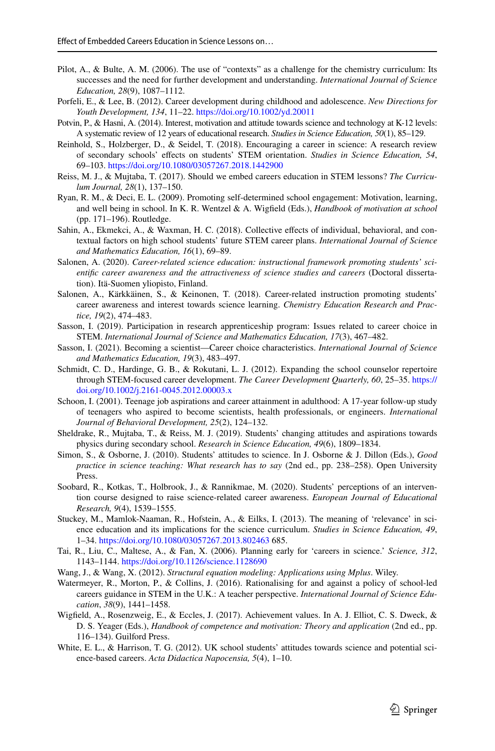Pilot, A., & Bulte, A. M. (2006). The use of "contexts" as a challenge for the chemistry curriculum: Its successes and the need for further development and understanding. *International Journal of Science Education, 28*(9), 1087–1112.

Porfeli, E., & Lee, B. (2012). Career development during childhood and adolescence. *New Directions for Youth Development, 134*, 11–22. https://doi.org/10.1002/yd.20011

Potvin, P., & Hasni, A. (2014). Interest, motivation and attitude towards science and technology at K-12 levels: A systematic review of 12 years of educational research. *Studies in Science Education, 50*(1), 85–129.

Reinhold, S., Holzberger, D., & Seidel, T. (2018). Encouraging a career in science: A research review of secondary schools' effects on students' STEM orientation. *Studies in Science Education, 54*, 69–103. https://doi.org/10.1080/03057267.2018.1442900

Reiss, M. J., & Mujtaba, T. (2017). Should we embed careers education in STEM lessons? *The Curriculum Journal, 28*(1), 137–150.

Ryan, R. M., & Deci, E. L. (2009). Promoting self-determined school engagement: Motivation, learning, and well being in school. In K. R. Wentzel & A. Wigfield (Eds.), *Handbook of motivation at school* (pp. 171–196). Routledge.

Sahin, A., Ekmekci, A., & Waxman, H. C. (2018). Collective effects of individual, behavioral, and contextual factors on high school students' future STEM career plans. *International Journal of Science and Mathematics Education, 16*(1), 69–89.

Salonen, A. (2020). *Career-related science education: instructional framework promoting students' scientific career awareness and the attractiveness of science studies and careers* (Doctoral dissertation). Itä-Suomen yliopisto, Finland.

Salonen, A., Kärkkäinen, S., & Keinonen, T. (2018). Career-related instruction promoting students' career awareness and interest towards science learning. *Chemistry Education Research and Practice, 19*(2), 474–483.

Sasson, I. (2019). Participation in research apprenticeship program: Issues related to career choice in STEM. *International Journal of Science and Mathematics Education, 17*(3), 467–482.

Sasson, I. (2021). Becoming a scientist—Career choice characteristics. *International Journal of Science and Mathematics Education, 19*(3), 483–497.

Schmidt, C. D., Hardinge, G. B., & Rokutani, L. J. (2012). Expanding the school counselor repertoire through STEM-focused career development. *The Career Development Quarterly, 60*, 25–35. https://doi.org/10.1002/j.2161-0045.2012.00003.x

Schoon, I. (2001). Teenage job aspirations and career attainment in adulthood: A 17-year follow-up study of teenagers who aspired to become scientists, health professionals, or engineers. *International Journal of Behavioral Development, 25*(2), 124–132.

Sheldrake, R., Mujtaba, T., & Reiss, M. J. (2019). Students' changing attitudes and aspirations towards physics during secondary school. *Research in Science Education, 49*(6), 1809–1834.

Simon, S., & Osborne, J. (2010). Students' attitudes to science. In J. Osborne & J. Dillon (Eds.), *Good practice in science teaching: What research has to say* (2nd ed., pp. 238–258). Open University Press.

Soobard, R., Kotkas, T., Holbrook, J., & Rannikmae, M. (2020). Students' perceptions of an intervention course designed to raise science-related career awareness. *European Journal of Educational Research, 9*(4), 1539–1555.

Stuckey, M., Mamlok-Naaman, R., Hofstein, A., & Eilks, I. (2013). The meaning of 'relevance' in science education and its implications for the science curriculum. *Studies in Science Education, 49*, 1–34. https://doi.org/10.1080/03057267.2013.802463 685.

Tai, R., Liu, C., Maltese, A., & Fan, X. (2006). Planning early for 'careers in science.' *Science, 312*, 1143–1144. https://doi.org/10.1126/science.1128690

Wang, J., & Wang, X. (2012). *Structural equation modeling: Applications using Mplus*. Wiley.

Watermeyer, R., Morton, P., & Collins, J. (2016). Rationalising for and against a policy of school-led careers guidance in STEM in the U.K.: A teacher perspective. *International Journal of Science Education*, *38*(9), 1441–1458.

Wigfield, A., Rosenzweig, E., & Eccles, J. (2017). Achievement values. In A. J. Elliot, C. S. Dweck, & D. S. Yeager (Eds.), *Handbook of competence and motivation: Theory and application* (2nd ed., pp. 116–134). Guilford Press.

White, E. L., & Harrison, T. G. (2012). UK school students' attitudes towards science and potential science-based careers. *Acta Didactica Napocensia, 5*(4), 1–10.